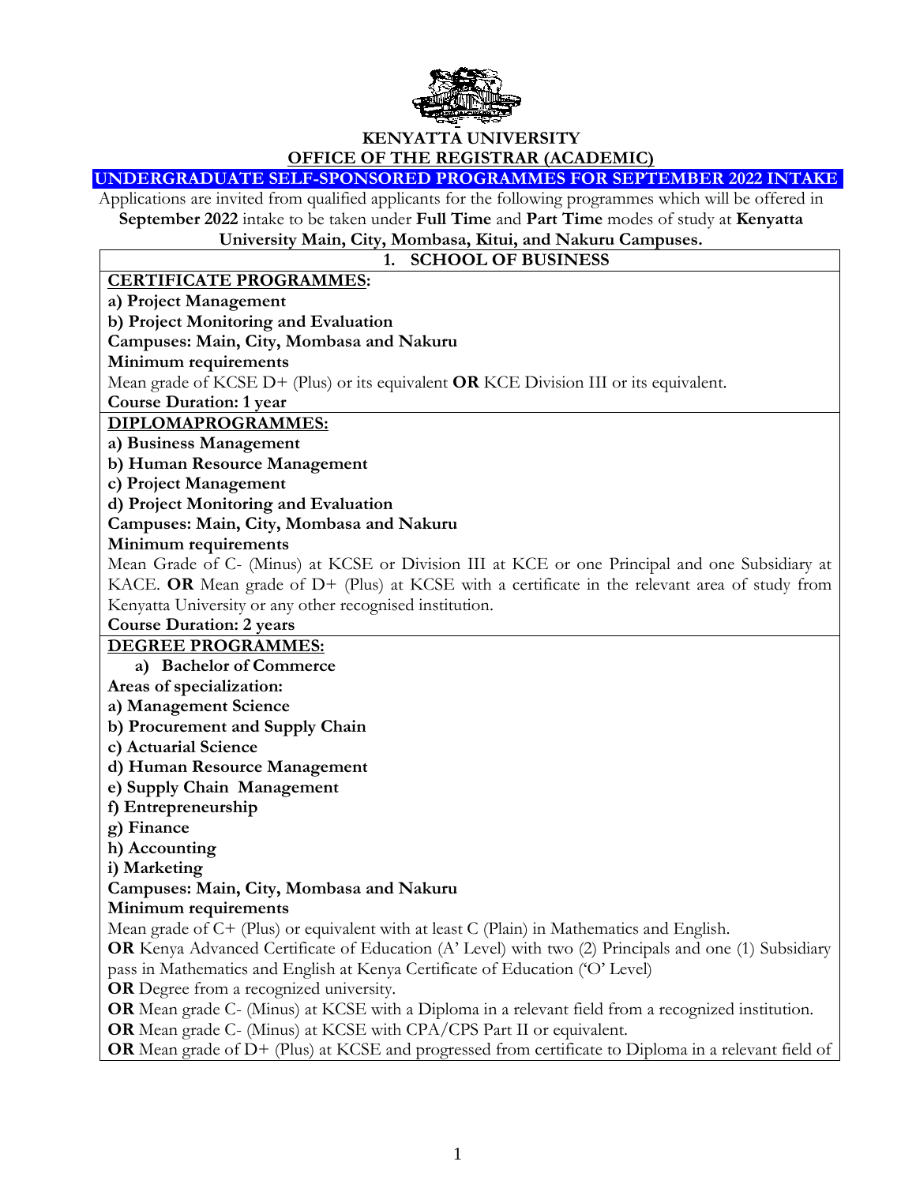# KENYATTA UNIVERSITY

## OFFICE OF THE REGISTRAR (ACADEMIC)

## UNDERGRADUATE SELF-SPONSORED PROGRAMMES FOR SEPTEMBER 2022 INTAKE

Applications are invited from qualified applicants for the following programmes which will be offered in **September 2022** intake to be taken under **Full Time** and **Part Time** modes of study at **Kenyatta University Main, City, Mombasa, Kitui, and Nakuru Campuses.**

## 1. SCHOOL OF BUSINESS

### CERTIFICATE PROGRAMMES:

**a) Project Management**

**b) Project Monitoring and Evaluation**

**Campuses: Main, City, Mombasa and Nakuru**

**Minimum requirements**

Mean grade of KCSE D+ (Plus) or its equivalent **OR** KCE Division III or its equivalent.

**Course Duration: 1 year**

### DIPLOMAPROGRAMMES:

**a) Business Management**

**b) Human Resource Management**

**c) Project Management**

**d) Project Monitoring and Evaluation**

**Campuses: Main, City, Mombasa and Nakuru**

**Minimum requirements**

Mean Grade of C- (Minus) at KCSE or Division III at KCE or one Principal and one Subsidiary at KACE. **OR** Mean grade of D+ (Plus) at KCSE with a certificate in the relevant area of study from Kenyatta University or any other recognised institution.

**Course Duration: 2 years**

### DEGREE PROGRAMMES:

**a) Bachelor of Commerce**

**Areas of specialization:**

**a) Management Science**

**b) Procurement and Supply Chain**

**c) Actuarial Science**

**d) Human Resource Management**

**e) Supply Chain Management**

**f) Entrepreneurship**

**g) Finance**

**h) Accounting**

**i) Marketing**

**Campuses: Main, City, Mombasa and Nakuru**

**Minimum requirements**

Mean grade of C+ (Plus) or equivalent with at least C (Plain) in Mathematics and English.

**OR** Kenya Advanced Certificate of Education (A' Level) with two (2) Principals and one (1) Subsidiary pass in Mathematics and English at Kenya Certificate of Education ('O' Level)

**OR** Degree from a recognized university.

**OR** Mean grade C- (Minus) at KCSE with a Diploma in a relevant field from a recognized institution.

**OR** Mean grade C- (Minus) at KCSE with CPA/CPS Part II or equivalent.

**OR** Mean grade of D+ (Plus) at KCSE and progressed from certificate to Diploma in a relevant field of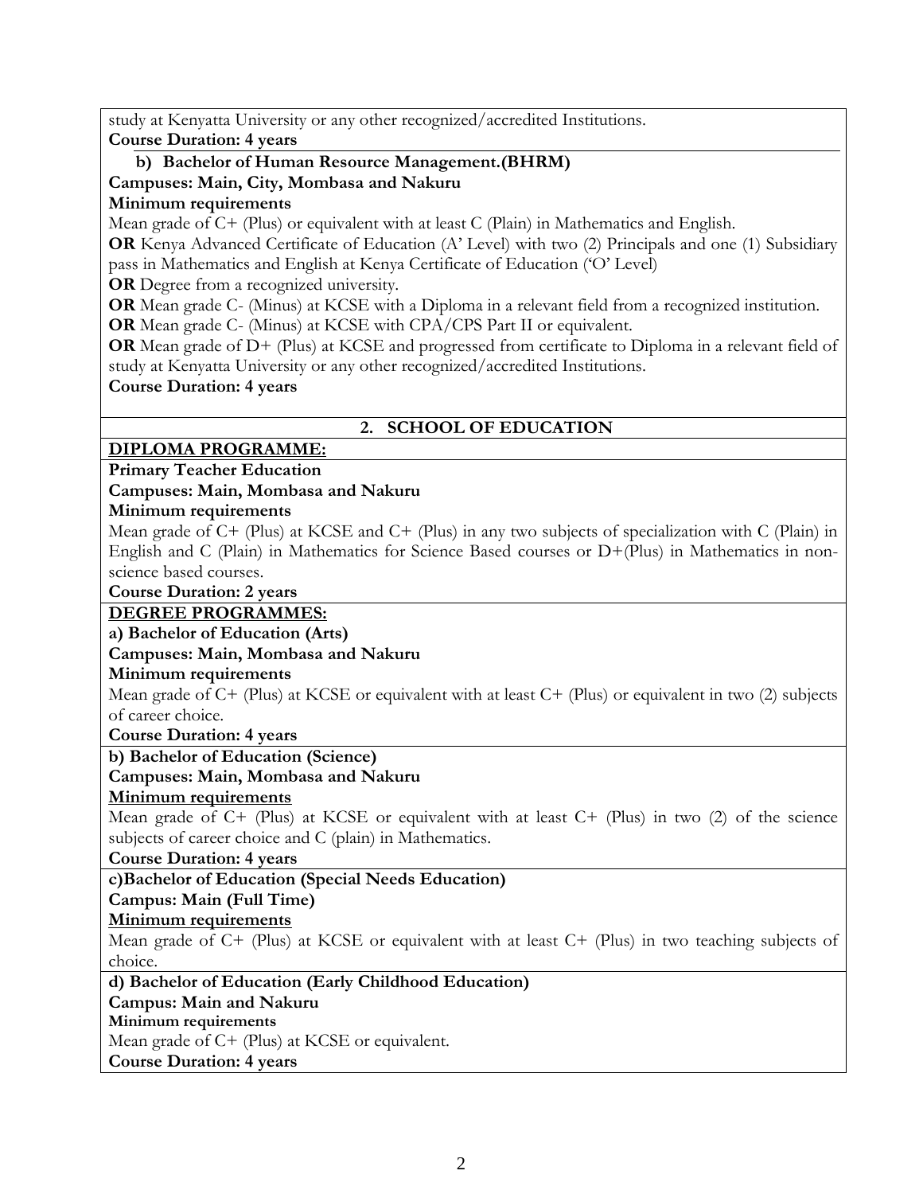study at Kenyatta University or any other recognized/accredited Institutions.

**Course Duration: 4 years**

**b) Bachelor of Human Resource Management.(BHRM)**

**Campuses: Main, City, Mombasa and Nakuru**

**Minimum requirements**

Mean grade of C+ (Plus) or equivalent with at least C (Plain) in Mathematics and English.

**OR** Kenya Advanced Certificate of Education (A' Level) with two (2) Principals and one (1) Subsidiary pass in Mathematics and English at Kenya Certificate of Education ('O' Level)

**OR** Degree from a recognized university.

**OR** Mean grade C- (Minus) at KCSE with a Diploma in a relevant field from a recognized institution.

**OR** Mean grade C- (Minus) at KCSE with CPA/CPS Part II or equivalent.

**OR** Mean grade of D+ (Plus) at KCSE and progressed from certificate to Diploma in a relevant field of study at Kenyatta University or any other recognized/accredited Institutions.

**Course Duration: 4 years**

## 2. SCHOOL OF EDUCATION

**DIPLOMA PROGRAMME:**

**Primary Teacher Education**

**Campuses: Main, Mombasa and Nakuru**

**Minimum requirements**

Mean grade of C+ (Plus) at KCSE and C+ (Plus) in any two subjects of specialization with C (Plain) in English and C (Plain) in Mathematics for Science Based courses or D+(Plus) in Mathematics in non-science based courses.

**Course Duration: 2 years**

**DEGREE PROGRAMMES:**

**a) Bachelor of Education (Arts)**

**Campuses: Main, Mombasa and Nakuru**

**Minimum requirements**

Mean grade of C+ (Plus) at KCSE or equivalent with at least C+ (Plus) or equivalent in two (2) subjects of career choice.

**Course Duration: 4 years**

**b) Bachelor of Education (Science)**

**Campuses: Main, Mombasa and Nakuru**

**Minimum requirements**

Mean grade of C+ (Plus) at KCSE or equivalent with at least C+ (Plus) in two (2) of the science subjects of career choice and C (plain) in Mathematics.

**Course Duration: 4 years**

**c)Bachelor of Education (Special Needs Education)**

**Campus: Main (Full Time)**

**Minimum requirements**

Mean grade of C+ (Plus) at KCSE or equivalent with at least C+ (Plus) in two teaching subjects of choice.

**d) Bachelor of Education (Early Childhood Education)**

**Campus: Main and Nakuru**

**Minimum requirements**

Mean grade of C+ (Plus) at KCSE or equivalent.

**Course Duration: 4 years**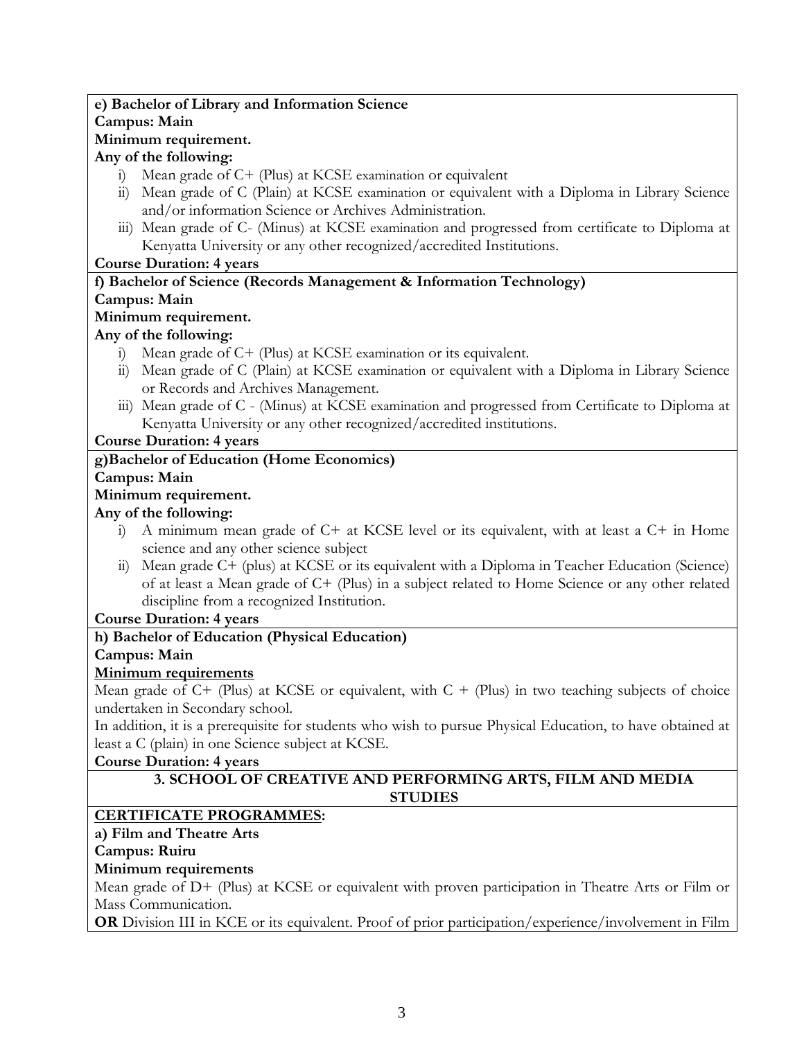**e) Bachelor of Library and Information Science**

**Campus: Main**

**Minimum requirement.**

**Any of the following:**

i) Mean grade of C+ (Plus) at KCSE examination or equivalent

ii) Mean grade of C (Plain) at KCSE examination or equivalent with a Diploma in Library Science and/or information Science or Archives Administration.

iii) Mean grade of C- (Minus) at KCSE examination and progressed from certificate to Diploma at Kenyatta University or any other recognized/accredited Institutions.

**Course Duration: 4 years**

**f) Bachelor of Science (Records Management & Information Technology)**

**Campus: Main**

**Minimum requirement.**

**Any of the following:**

i) Mean grade of C+ (Plus) at KCSE examination or its equivalent.

ii) Mean grade of C (Plain) at KCSE examination or equivalent with a Diploma in Library Science or Records and Archives Management.

iii) Mean grade of C - (Minus) at KCSE examination and progressed from Certificate to Diploma at Kenyatta University or any other recognized/accredited institutions.

**Course Duration: 4 years**

**g)Bachelor of Education (Home Economics)**

**Campus: Main**

**Minimum requirement.**

**Any of the following:**

i) A minimum mean grade of C+ at KCSE level or its equivalent, with at least a C+ in Home science and any other science subject

ii) Mean grade C+ (plus) at KCSE or its equivalent with a Diploma in Teacher Education (Science) of at least a Mean grade of C+ (Plus) in a subject related to Home Science or any other related discipline from a recognized Institution.

**Course Duration: 4 years**

**h) Bachelor of Education (Physical Education)**

**Campus: Main**

**Minimum requirements**

Mean grade of C+ (Plus) at KCSE or equivalent, with C + (Plus) in two teaching subjects of choice undertaken in Secondary school.

In addition, it is a prerequisite for students who wish to pursue Physical Education, to have obtained at least a C (plain) in one Science subject at KCSE.

**Course Duration: 4 years**

## 3. SCHOOL OF CREATIVE AND PERFORMING ARTS, FILM AND MEDIA STUDIES

**CERTIFICATE PROGRAMMES:**

**a) Film and Theatre Arts**

**Campus: Ruiru**

**Minimum requirements**

Mean grade of D+ (Plus) at KCSE or equivalent with proven participation in Theatre Arts or Film or Mass Communication.

**OR** Division III in KCE or its equivalent. Proof of prior participation/experience/involvement in Film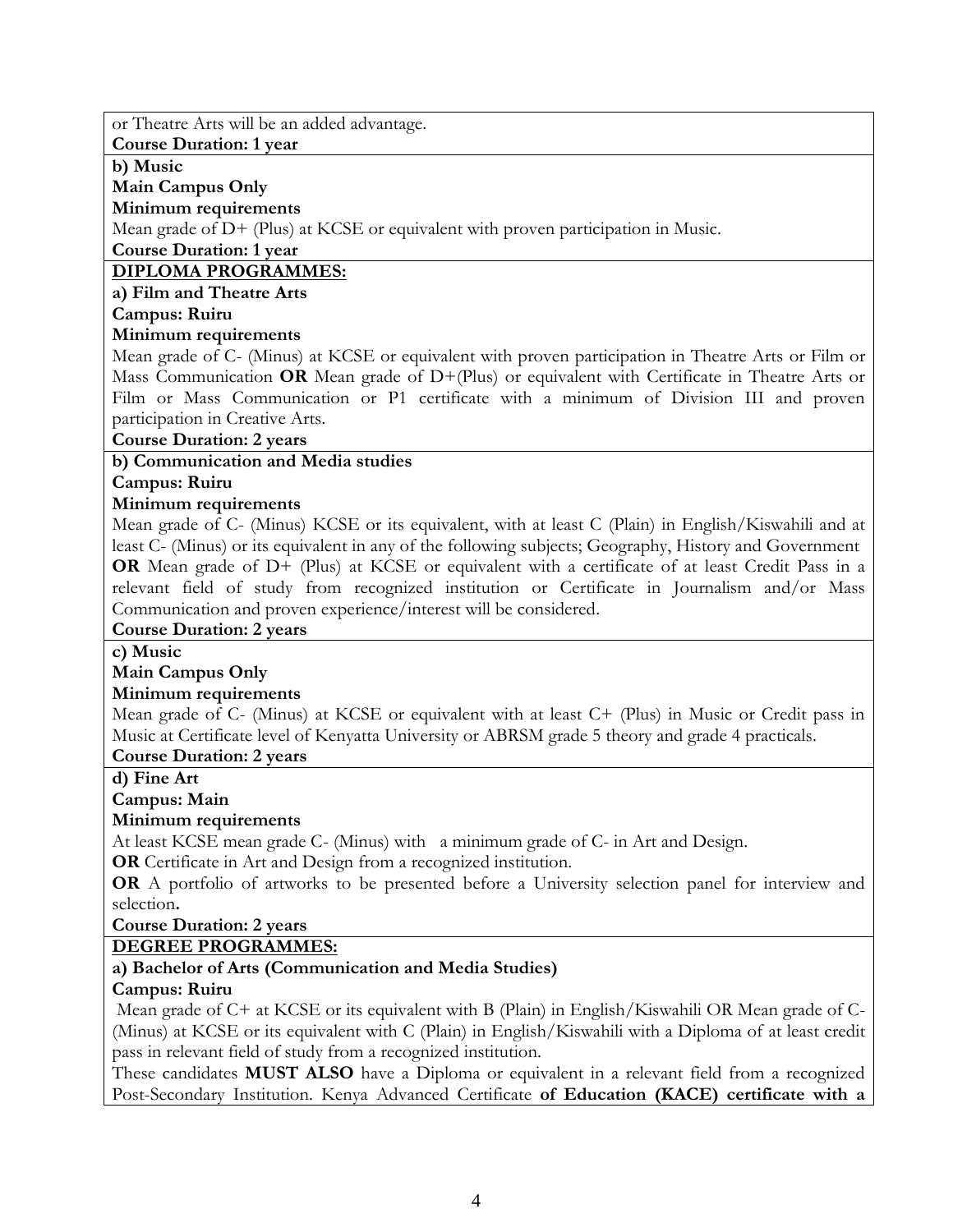or Theatre Arts will be an added advantage.

**Course Duration: 1 year**

**b) Music**

**Main Campus Only**

**Minimum requirements**

Mean grade of D+ (Plus) at KCSE or equivalent with proven participation in Music.

**Course Duration: 1 year**

**DIPLOMA PROGRAMMES:**

**a) Film and Theatre Arts**

**Campus: Ruiru**

**Minimum requirements**

Mean grade of C- (Minus) at KCSE or equivalent with proven participation in Theatre Arts or Film or Mass Communication **OR** Mean grade of D+(Plus) or equivalent with Certificate in Theatre Arts or Film or Mass Communication or P1 certificate with a minimum of Division III and proven participation in Creative Arts.

**Course Duration: 2 years**

**b) Communication and Media studies**

**Campus: Ruiru**

**Minimum requirements**

Mean grade of C- (Minus) KCSE or its equivalent, with at least C (Plain) in English/Kiswahili and at least C- (Minus) or its equivalent in any of the following subjects; Geography, History and Government **OR** Mean grade of D+ (Plus) at KCSE or equivalent with a certificate of at least Credit Pass in a relevant field of study from recognized institution or Certificate in Journalism and/or Mass Communication and proven experience/interest will be considered.

**Course Duration: 2 years**

**c) Music**

**Main Campus Only**

**Minimum requirements**

Mean grade of C- (Minus) at KCSE or equivalent with at least C+ (Plus) in Music or Credit pass in Music at Certificate level of Kenyatta University or ABRSM grade 5 theory and grade 4 practicals.

**Course Duration: 2 years**

**d) Fine Art**

**Campus: Main**

**Minimum requirements**

At least KCSE mean grade C- (Minus) with a minimum grade of C- in Art and Design.

**OR** Certificate in Art and Design from a recognized institution.

**OR** A portfolio of artworks to be presented before a University selection panel for interview and selection**.**

**Course Duration: 2 years**

**DEGREE PROGRAMMES:**

**a) Bachelor of Arts (Communication and Media Studies)**

**Campus: Ruiru**

Mean grade of C+ at KCSE or its equivalent with B (Plain) in English/Kiswahili OR Mean grade of C- (Minus) at KCSE or its equivalent with C (Plain) in English/Kiswahili with a Diploma of at least credit pass in relevant field of study from a recognized institution.

These candidates **MUST ALSO** have a Diploma or equivalent in a relevant field from a recognized Post-Secondary Institution. Kenya Advanced Certificate **of Education (KACE) certificate with a**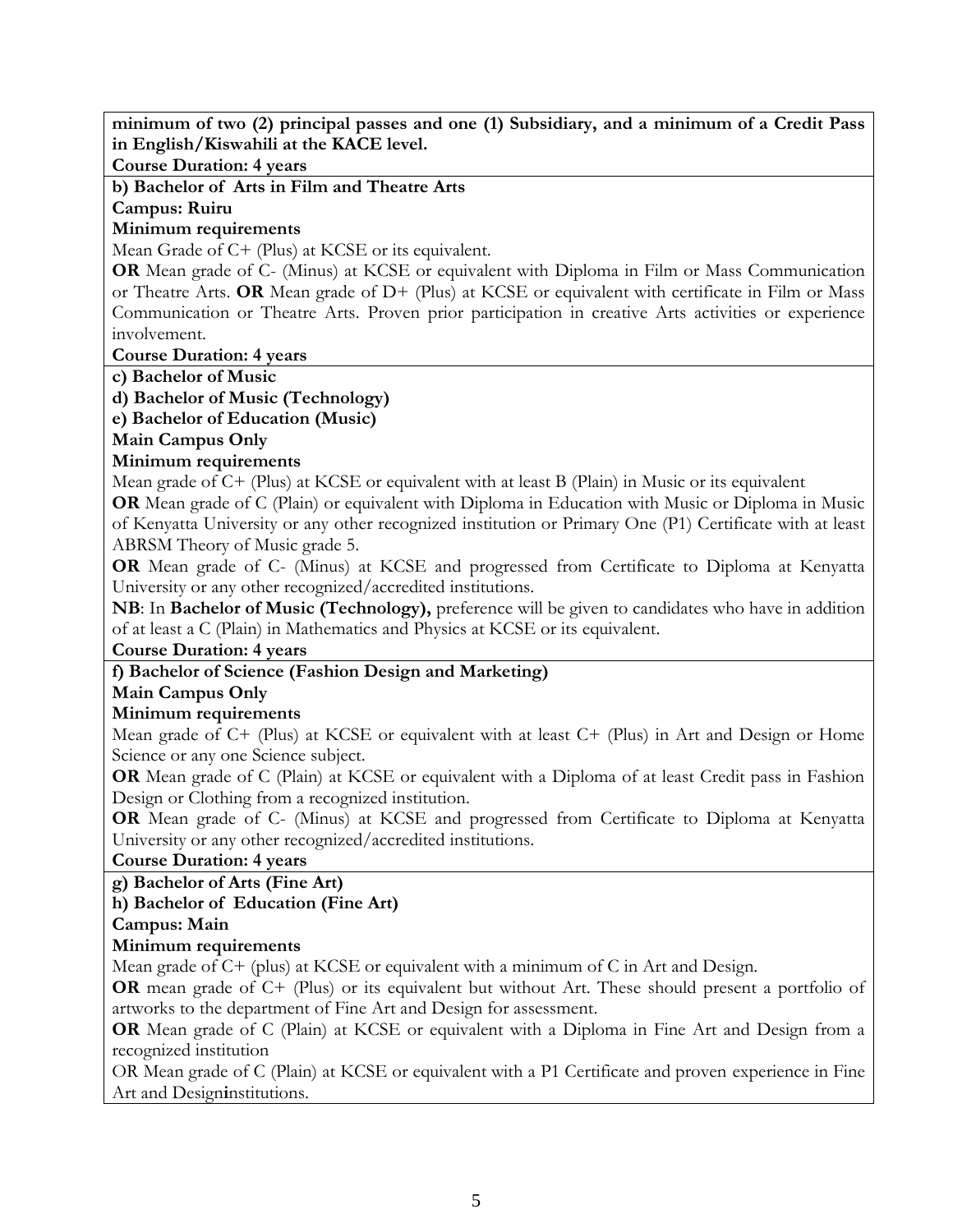**minimum of two (2) principal passes and one (1) Subsidiary, and a minimum of a Credit Pass in English/Kiswahili at the KACE level.**

**Course Duration: 4 years**

**b) Bachelor of Arts in Film and Theatre Arts**

**Campus: Ruiru**

**Minimum requirements**

Mean Grade of C+ (Plus) at KCSE or its equivalent.

**OR** Mean grade of C- (Minus) at KCSE or equivalent with Diploma in Film or Mass Communication or Theatre Arts. **OR** Mean grade of D+ (Plus) at KCSE or equivalent with certificate in Film or Mass Communication or Theatre Arts. Proven prior participation in creative Arts activities or experience involvement.

**Course Duration: 4 years**

**c) Bachelor of Music**

**d) Bachelor of Music (Technology)**

**e) Bachelor of Education (Music)**

**Main Campus Only**

**Minimum requirements**

Mean grade of C+ (Plus) at KCSE or equivalent with at least B (Plain) in Music or its equivalent

**OR** Mean grade of C (Plain) or equivalent with Diploma in Education with Music or Diploma in Music of Kenyatta University or any other recognized institution or Primary One (P1) Certificate with at least ABRSM Theory of Music grade 5.

**OR** Mean grade of C- (Minus) at KCSE and progressed from Certificate to Diploma at Kenyatta University or any other recognized/accredited institutions.

**NB**: In **Bachelor of Music (Technology),** preference will be given to candidates who have in addition of at least a C (Plain) in Mathematics and Physics at KCSE or its equivalent.

**Course Duration: 4 years**

**f) Bachelor of Science (Fashion Design and Marketing)**

**Main Campus Only**

**Minimum requirements**

Mean grade of C+ (Plus) at KCSE or equivalent with at least C+ (Plus) in Art and Design or Home Science or any one Science subject.

**OR** Mean grade of C (Plain) at KCSE or equivalent with a Diploma of at least Credit pass in Fashion Design or Clothing from a recognized institution.

**OR** Mean grade of C- (Minus) at KCSE and progressed from Certificate to Diploma at Kenyatta University or any other recognized/accredited institutions.

**Course Duration: 4 years**

**g) Bachelor of Arts (Fine Art)**

**h) Bachelor of Education (Fine Art)**

**Campus: Main**

**Minimum requirements**

Mean grade of C+ (plus) at KCSE or equivalent with a minimum of C in Art and Design.

**OR** mean grade of C+ (Plus) or its equivalent but without Art. These should present a portfolio of artworks to the department of Fine Art and Design for assessment.

**OR** Mean grade of C (Plain) at KCSE or equivalent with a Diploma in Fine Art and Design from a recognized institution

OR Mean grade of C (Plain) at KCSE or equivalent with a P1 Certificate and proven experience in Fine Art and Designinstitutions.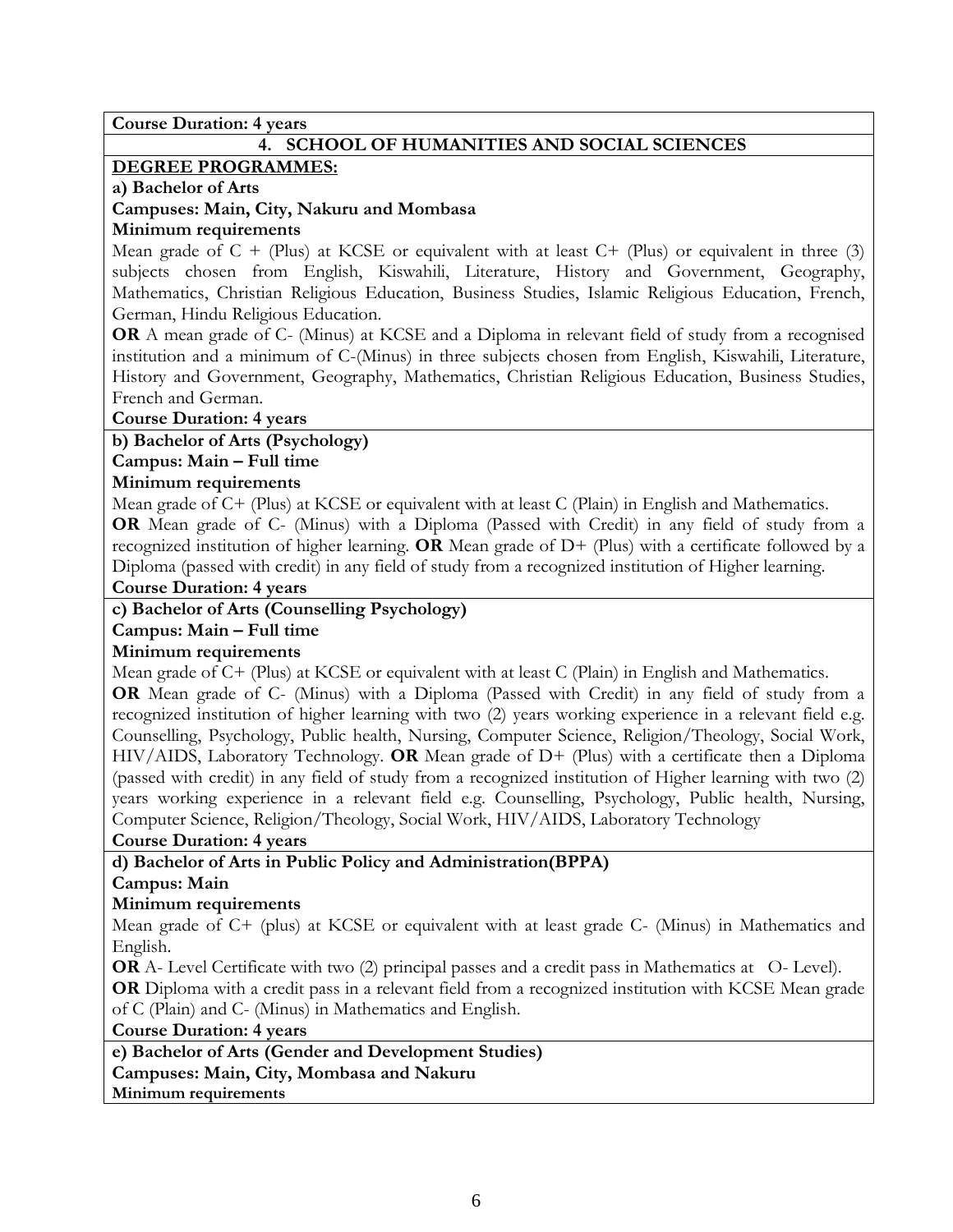**Course Duration: 4 years**

## 4. SCHOOL OF HUMANITIES AND SOCIAL SCIENCES

**DEGREE PROGRAMMES:**

**a) Bachelor of Arts**

**Campuses: Main, City, Nakuru and Mombasa**

**Minimum requirements**

Mean grade of C + (Plus) at KCSE or equivalent with at least C+ (Plus) or equivalent in three (3) subjects chosen from English, Kiswahili, Literature, History and Government, Geography, Mathematics, Christian Religious Education, Business Studies, Islamic Religious Education, French, German, Hindu Religious Education.

**OR** A mean grade of C- (Minus) at KCSE and a Diploma in relevant field of study from a recognised institution and a minimum of C-(Minus) in three subjects chosen from English, Kiswahili, Literature, History and Government, Geography, Mathematics, Christian Religious Education, Business Studies, French and German.

**Course Duration: 4 years**

**b) Bachelor of Arts (Psychology)**

**Campus: Main – Full time**

**Minimum requirements**

Mean grade of C+ (Plus) at KCSE or equivalent with at least C (Plain) in English and Mathematics.

**OR** Mean grade of C- (Minus) with a Diploma (Passed with Credit) in any field of study from a recognized institution of higher learning. **OR** Mean grade of D+ (Plus) with a certificate followed by a Diploma (passed with credit) in any field of study from a recognized institution of Higher learning.

**Course Duration: 4 years**

**c) Bachelor of Arts (Counselling Psychology)**

**Campus: Main – Full time**

**Minimum requirements**

Mean grade of C+ (Plus) at KCSE or equivalent with at least C (Plain) in English and Mathematics.

**OR** Mean grade of C- (Minus) with a Diploma (Passed with Credit) in any field of study from a recognized institution of higher learning with two (2) years working experience in a relevant field e.g. Counselling, Psychology, Public health, Nursing, Computer Science, Religion/Theology, Social Work, HIV/AIDS, Laboratory Technology. **OR** Mean grade of D+ (Plus) with a certificate then a Diploma (passed with credit) in any field of study from a recognized institution of Higher learning with two (2) years working experience in a relevant field e.g. Counselling, Psychology, Public health, Nursing, Computer Science, Religion/Theology, Social Work, HIV/AIDS, Laboratory Technology

**Course Duration: 4 years**

**d) Bachelor of Arts in Public Policy and Administration(BPPA)**

**Campus: Main**

**Minimum requirements**

Mean grade of C+ (plus) at KCSE or equivalent with at least grade C- (Minus) in Mathematics and English.

**OR** A- Level Certificate with two (2) principal passes and a credit pass in Mathematics at O- Level).

**OR** Diploma with a credit pass in a relevant field from a recognized institution with KCSE Mean grade of C (Plain) and C- (Minus) in Mathematics and English.

**Course Duration: 4 years**

**e) Bachelor of Arts (Gender and Development Studies)**

**Campuses: Main, City, Mombasa and Nakuru**

**Minimum requirements**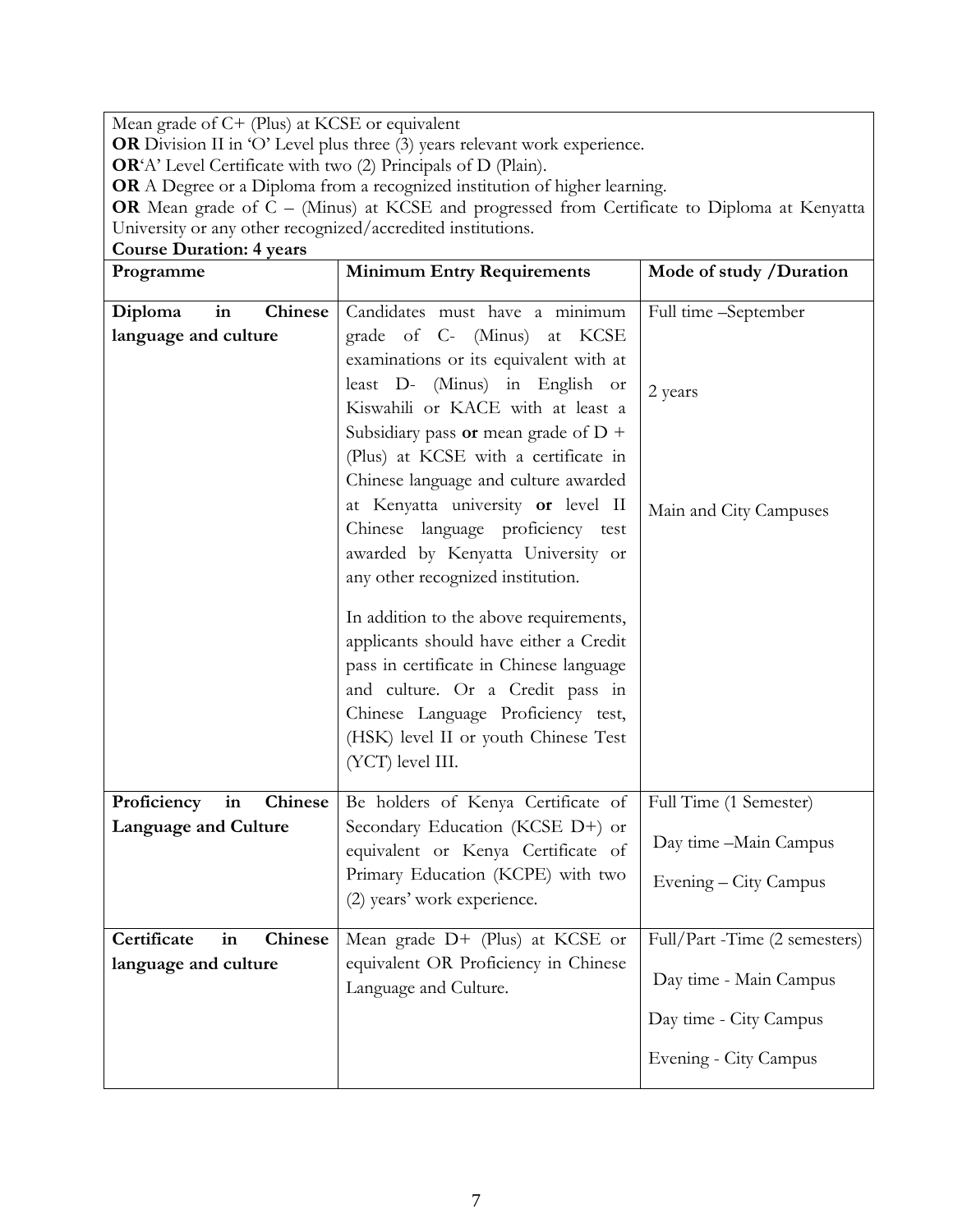Mean grade of C+ (Plus) at KCSE or equivalent
**OR** Division II in 'O' Level plus three (3) years relevant work experience.
**OR**'A' Level Certificate with two (2) Principals of D (Plain).
**OR** A Degree or a Diploma from a recognized institution of higher learning.
**OR** Mean grade of C – (Minus) at KCSE and progressed from Certificate to Diploma at Kenyatta University or any other recognized/accredited institutions.
**Course Duration: 4 years**

| Programme | Minimum Entry Requirements | Mode of study /Duration |
|---|---|---|
| **Diploma in Chinese language and culture** | Candidates must have a minimum grade of C- (Minus) at KCSE examinations or its equivalent with at least D- (Minus) in English or Kiswahili or KACE with at least a Subsidiary pass **or** mean grade of D + (Plus) at KCSE with a certificate in Chinese language and culture awarded at Kenyatta university **or** level II Chinese language proficiency test awarded by Kenyatta University or any other recognized institution.<br><br>In addition to the above requirements, applicants should have either a Credit pass in certificate in Chinese language and culture. Or a Credit pass in Chinese Language Proficiency test, (HSK) level II or youth Chinese Test (YCT) level III. | Full time –September<br><br>2 years<br><br>Main and City Campuses |
| **Proficiency in Chinese Language and Culture** | Be holders of Kenya Certificate of Secondary Education (KCSE D+) or equivalent or Kenya Certificate of Primary Education (KCPE) with two (2) years' work experience. | Full Time (1 Semester)<br><br>Day time –Main Campus<br><br>Evening – City Campus |
| **Certificate in Chinese language and culture** | Mean grade D+ (Plus) at KCSE or equivalent OR Proficiency in Chinese Language and Culture. | Full/Part -Time (2 semesters)<br><br>Day time - Main Campus<br><br>Day time - City Campus<br><br>Evening - City Campus |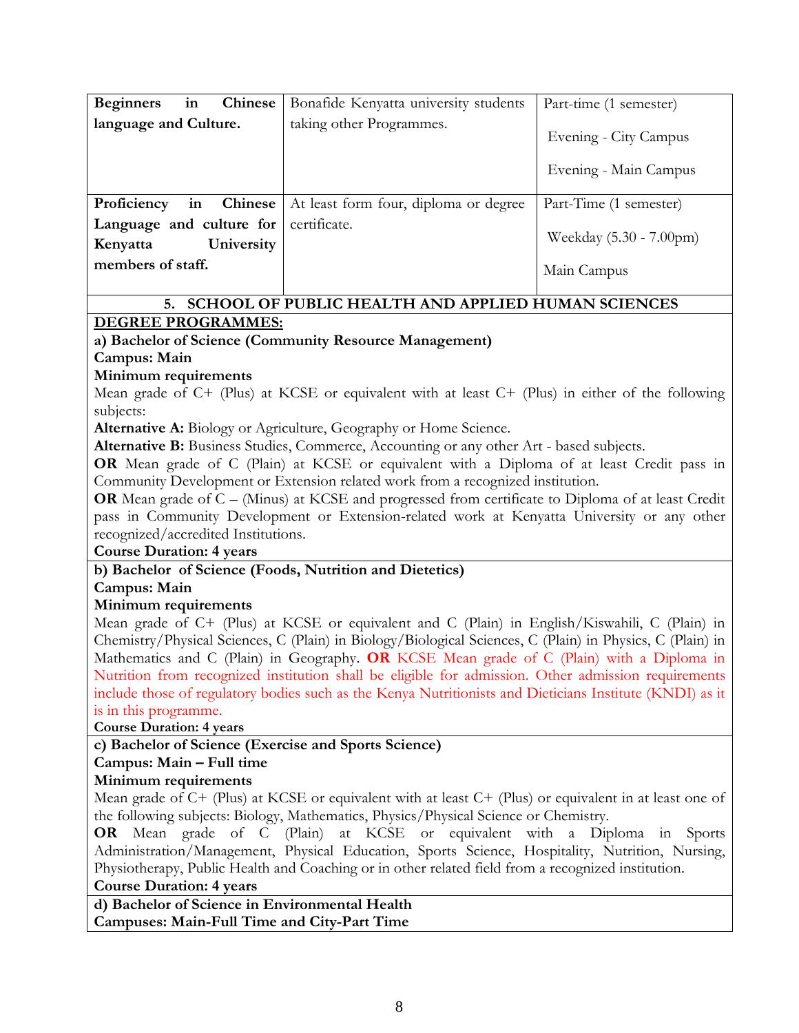| | | |
|---|---|---|
| **Beginners in Chinese language and Culture.** | Bonafide Kenyatta university students taking other Programmes. | Part-time (1 semester)<br><br>Evening - City Campus<br><br>Evening - Main Campus |
| **Proficiency in Chinese Language and culture for Kenyatta University members of staff.** | At least form four, diploma or degree certificate. | Part-Time (1 semester)<br><br>Weekday (5.30 - 7.00pm)<br><br>Main Campus |

## 5. SCHOOL OF PUBLIC HEALTH AND APPLIED HUMAN SCIENCES

**DEGREE PROGRAMMES:**

**a) Bachelor of Science (Community Resource Management)**

**Campus: Main**

**Minimum requirements**

Mean grade of C+ (Plus) at KCSE or equivalent with at least C+ (Plus) in either of the following subjects:

**Alternative A:** Biology or Agriculture, Geography or Home Science.

**Alternative B:** Business Studies, Commerce, Accounting or any other Art - based subjects.

**OR** Mean grade of C (Plain) at KCSE or equivalent with a Diploma of at least Credit pass in Community Development or Extension related work from a recognized institution.

**OR** Mean grade of C – (Minus) at KCSE and progressed from certificate to Diploma of at least Credit pass in Community Development or Extension-related work at Kenyatta University or any other recognized/accredited Institutions.

**Course Duration: 4 years**

**b) Bachelor of Science (Foods, Nutrition and Dietetics)**

**Campus: Main**

**Minimum requirements**

Mean grade of C+ (Plus) at KCSE or equivalent and C (Plain) in English/Kiswahili, C (Plain) in Chemistry/Physical Sciences, C (Plain) in Biology/Biological Sciences, C (Plain) in Physics, C (Plain) in Mathematics and C (Plain) in Geography. **OR** KCSE Mean grade of C (Plain) with a Diploma in Nutrition from recognized institution shall be eligible for admission. Other admission requirements include those of regulatory bodies such as the Kenya Nutritionists and Dieticians Institute (KNDI) as it is in this programme.

**Course Duration: 4 years**

**c) Bachelor of Science (Exercise and Sports Science)**

**Campus: Main – Full time**

**Minimum requirements**

Mean grade of C+ (Plus) at KCSE or equivalent with at least C+ (Plus) or equivalent in at least one of the following subjects: Biology, Mathematics, Physics/Physical Science or Chemistry.

**OR** Mean grade of C (Plain) at KCSE or equivalent with a Diploma in Sports Administration/Management, Physical Education, Sports Science, Hospitality, Nutrition, Nursing, Physiotherapy, Public Health and Coaching or in other related field from a recognized institution.

**Course Duration: 4 years**

**d) Bachelor of Science in Environmental Health**

**Campuses: Main-Full Time and City-Part Time**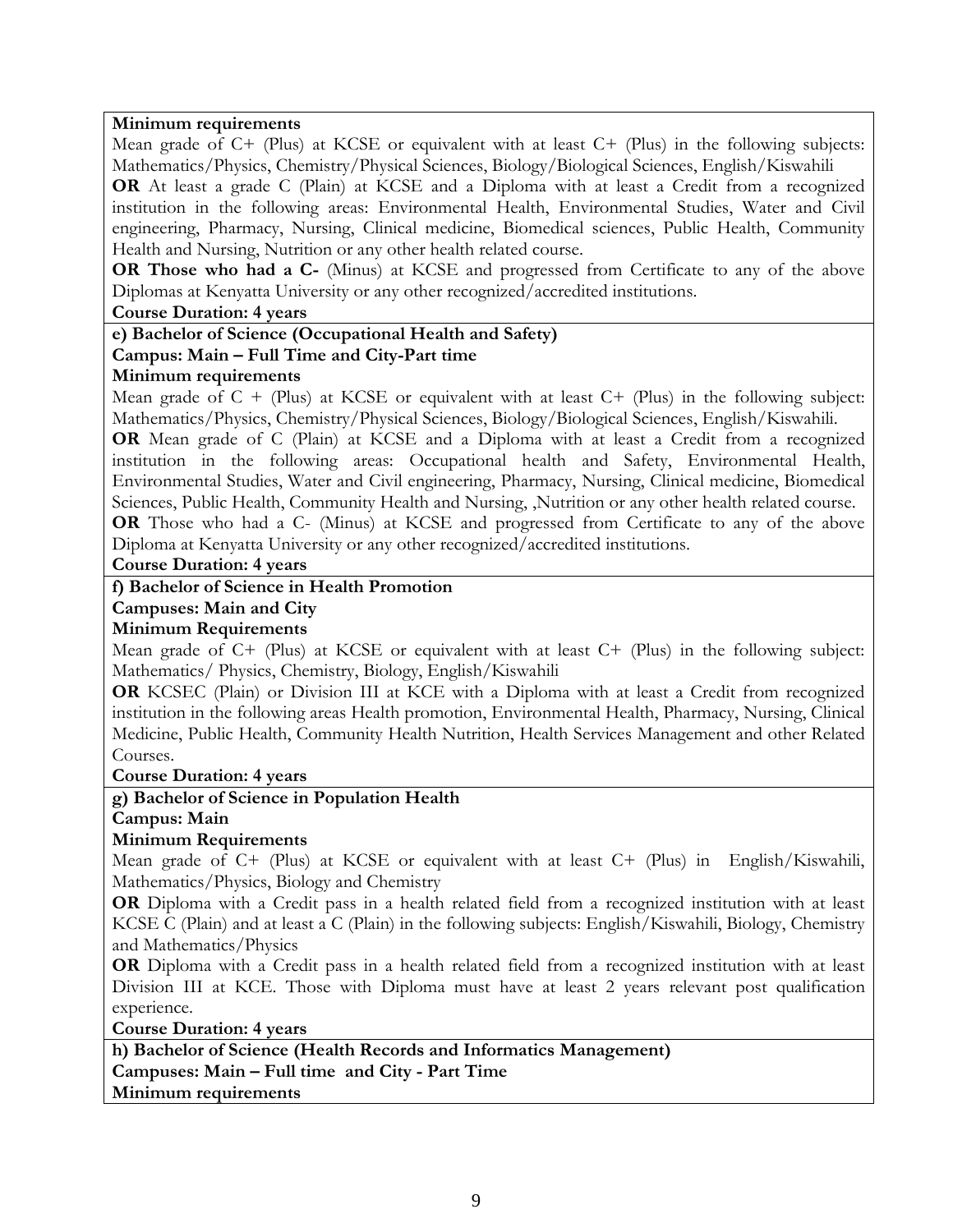**Minimum requirements**

Mean grade of C+ (Plus) at KCSE or equivalent with at least C+ (Plus) in the following subjects: Mathematics/Physics, Chemistry/Physical Sciences, Biology/Biological Sciences, English/Kiswahili

**OR** At least a grade C (Plain) at KCSE and a Diploma with at least a Credit from a recognized institution in the following areas: Environmental Health, Environmental Studies, Water and Civil engineering, Pharmacy, Nursing, Clinical medicine, Biomedical sciences, Public Health, Community Health and Nursing, Nutrition or any other health related course.

**OR Those who had a C-** (Minus) at KCSE and progressed from Certificate to any of the above Diplomas at Kenyatta University or any other recognized/accredited institutions.

**Course Duration: 4 years**

**e) Bachelor of Science (Occupational Health and Safety)**

**Campus: Main – Full Time and City-Part time**

**Minimum requirements**

Mean grade of C + (Plus) at KCSE or equivalent with at least C+ (Plus) in the following subject: Mathematics/Physics, Chemistry/Physical Sciences, Biology/Biological Sciences, English/Kiswahili.

**OR** Mean grade of C (Plain) at KCSE and a Diploma with at least a Credit from a recognized institution in the following areas: Occupational health and Safety, Environmental Health, Environmental Studies, Water and Civil engineering, Pharmacy, Nursing, Clinical medicine, Biomedical Sciences, Public Health, Community Health and Nursing, ,Nutrition or any other health related course.

**OR** Those who had a C- (Minus) at KCSE and progressed from Certificate to any of the above Diploma at Kenyatta University or any other recognized/accredited institutions.

**Course Duration: 4 years**

**f) Bachelor of Science in Health Promotion**

**Campuses: Main and City**

**Minimum Requirements**

Mean grade of C+ (Plus) at KCSE or equivalent with at least C+ (Plus) in the following subject: Mathematics/ Physics, Chemistry, Biology, English/Kiswahili

**OR** KCSEC (Plain) or Division III at KCE with a Diploma with at least a Credit from recognized institution in the following areas Health promotion, Environmental Health, Pharmacy, Nursing, Clinical Medicine, Public Health, Community Health Nutrition, Health Services Management and other Related Courses.

**Course Duration: 4 years**

**g) Bachelor of Science in Population Health**

**Campus: Main**

**Minimum Requirements**

Mean grade of C+ (Plus) at KCSE or equivalent with at least C+ (Plus) in English/Kiswahili, Mathematics/Physics, Biology and Chemistry

**OR** Diploma with a Credit pass in a health related field from a recognized institution with at least KCSE C (Plain) and at least a C (Plain) in the following subjects: English/Kiswahili, Biology, Chemistry and Mathematics/Physics

**OR** Diploma with a Credit pass in a health related field from a recognized institution with at least Division III at KCE. Those with Diploma must have at least 2 years relevant post qualification experience.

**Course Duration: 4 years**

**h) Bachelor of Science (Health Records and Informatics Management)**

**Campuses: Main – Full time and City - Part Time**

**Minimum requirements**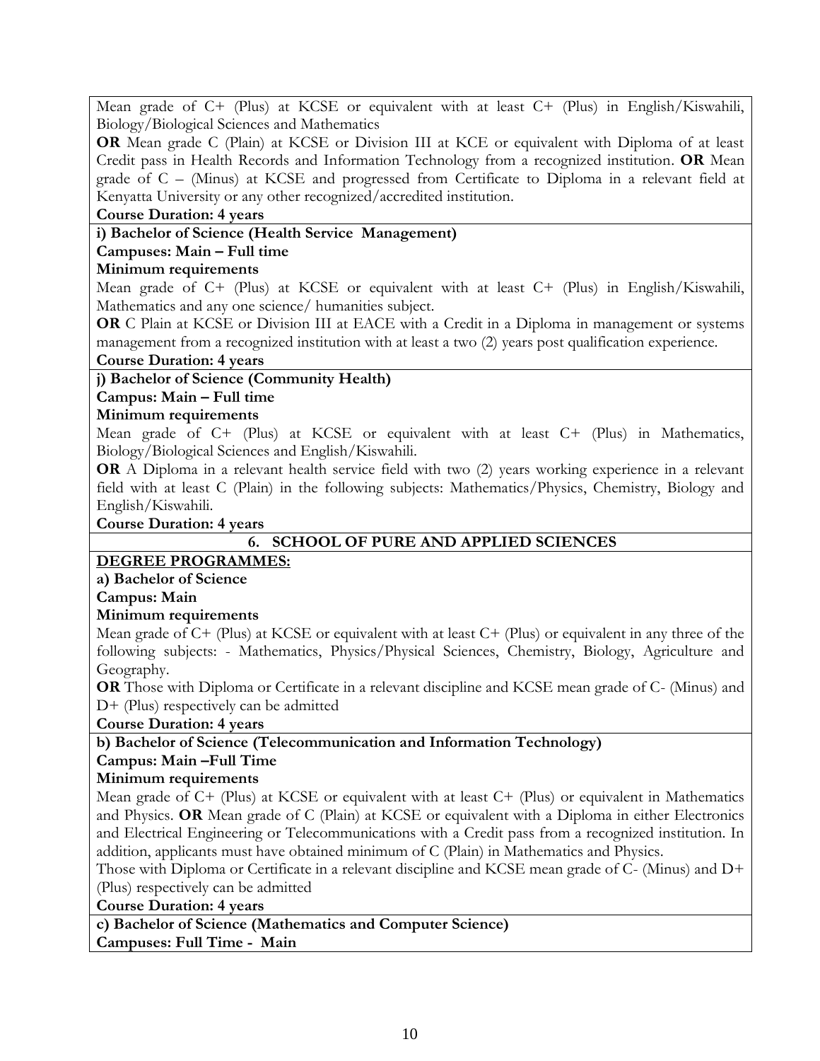Mean grade of C+ (Plus) at KCSE or equivalent with at least C+ (Plus) in English/Kiswahili, Biology/Biological Sciences and Mathematics

**OR** Mean grade C (Plain) at KCSE or Division III at KCE or equivalent with Diploma of at least Credit pass in Health Records and Information Technology from a recognized institution. **OR** Mean grade of C – (Minus) at KCSE and progressed from Certificate to Diploma in a relevant field at Kenyatta University or any other recognized/accredited institution.

**Course Duration: 4 years**

**i) Bachelor of Science (Health Service Management)**

**Campuses: Main – Full time**

**Minimum requirements**

Mean grade of C+ (Plus) at KCSE or equivalent with at least C+ (Plus) in English/Kiswahili, Mathematics and any one science/ humanities subject.

**OR** C Plain at KCSE or Division III at EACE with a Credit in a Diploma in management or systems management from a recognized institution with at least a two (2) years post qualification experience.

**Course Duration: 4 years**

**j) Bachelor of Science (Community Health)**

**Campus: Main – Full time**

**Minimum requirements**

Mean grade of C+ (Plus) at KCSE or equivalent with at least C+ (Plus) in Mathematics, Biology/Biological Sciences and English/Kiswahili.

**OR** A Diploma in a relevant health service field with two (2) years working experience in a relevant field with at least C (Plain) in the following subjects: Mathematics/Physics, Chemistry, Biology and English/Kiswahili.

**Course Duration: 4 years**

## 6. SCHOOL OF PURE AND APPLIED SCIENCES

**DEGREE PROGRAMMES:**

**a) Bachelor of Science**

**Campus: Main**

**Minimum requirements**

Mean grade of C+ (Plus) at KCSE or equivalent with at least C+ (Plus) or equivalent in any three of the following subjects: - Mathematics, Physics/Physical Sciences, Chemistry, Biology, Agriculture and Geography.

**OR** Those with Diploma or Certificate in a relevant discipline and KCSE mean grade of C- (Minus) and D+ (Plus) respectively can be admitted

**Course Duration: 4 years**

**b) Bachelor of Science (Telecommunication and Information Technology)**

**Campus: Main –Full Time**

**Minimum requirements**

Mean grade of C+ (Plus) at KCSE or equivalent with at least C+ (Plus) or equivalent in Mathematics and Physics. **OR** Mean grade of C (Plain) at KCSE or equivalent with a Diploma in either Electronics and Electrical Engineering or Telecommunications with a Credit pass from a recognized institution. In addition, applicants must have obtained minimum of C (Plain) in Mathematics and Physics.

Those with Diploma or Certificate in a relevant discipline and KCSE mean grade of C- (Minus) and D+ (Plus) respectively can be admitted

**Course Duration: 4 years**

**c) Bachelor of Science (Mathematics and Computer Science)**

**Campuses: Full Time - Main**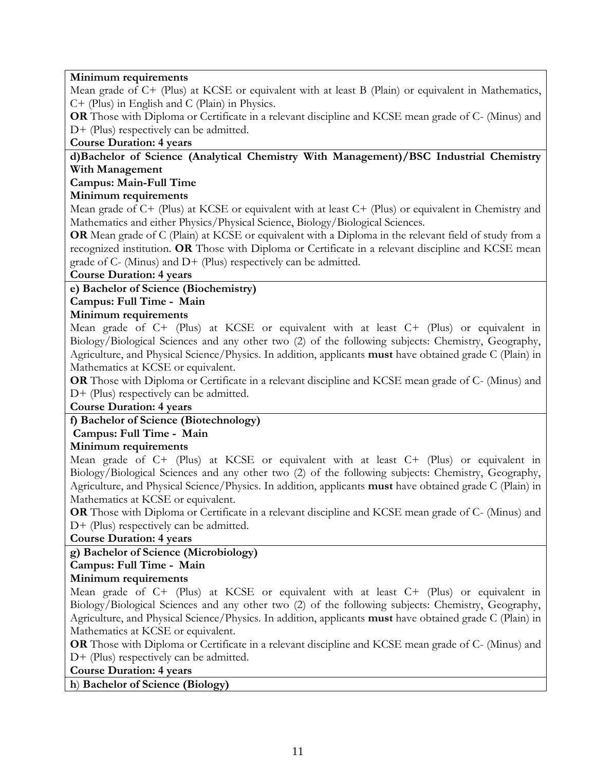**Minimum requirements**

Mean grade of C+ (Plus) at KCSE or equivalent with at least B (Plain) or equivalent in Mathematics, C+ (Plus) in English and C (Plain) in Physics.

**OR** Those with Diploma or Certificate in a relevant discipline and KCSE mean grade of C- (Minus) and D+ (Plus) respectively can be admitted.

**Course Duration: 4 years**

**d)Bachelor of Science (Analytical Chemistry With Management)/BSC Industrial Chemistry With Management**

**Campus: Main-Full Time**

**Minimum requirements**

Mean grade of C+ (Plus) at KCSE or equivalent with at least C+ (Plus) or equivalent in Chemistry and Mathematics and either Physics/Physical Science, Biology/Biological Sciences.

**OR** Mean grade of C (Plain) at KCSE or equivalent with a Diploma in the relevant field of study from a recognized institution. **OR** Those with Diploma or Certificate in a relevant discipline and KCSE mean grade of C- (Minus) and D+ (Plus) respectively can be admitted.

**Course Duration: 4 years**

**e) Bachelor of Science (Biochemistry)**

**Campus: Full Time - Main**

**Minimum requirements**

Mean grade of C+ (Plus) at KCSE or equivalent with at least C+ (Plus) or equivalent in Biology/Biological Sciences and any other two (2) of the following subjects: Chemistry, Geography, Agriculture, and Physical Science/Physics. In addition, applicants **must** have obtained grade C (Plain) in Mathematics at KCSE or equivalent.

**OR** Those with Diploma or Certificate in a relevant discipline and KCSE mean grade of C- (Minus) and D+ (Plus) respectively can be admitted.

**Course Duration: 4 years**

**f) Bachelor of Science (Biotechnology)**

**Campus: Full Time - Main**

**Minimum requirements**

Mean grade of C+ (Plus) at KCSE or equivalent with at least C+ (Plus) or equivalent in Biology/Biological Sciences and any other two (2) of the following subjects: Chemistry, Geography, Agriculture, and Physical Science/Physics. In addition, applicants **must** have obtained grade C (Plain) in Mathematics at KCSE or equivalent.

**OR** Those with Diploma or Certificate in a relevant discipline and KCSE mean grade of C- (Minus) and D+ (Plus) respectively can be admitted.

**Course Duration: 4 years**

**g) Bachelor of Science (Microbiology)**

**Campus: Full Time - Main**

**Minimum requirements**

Mean grade of C+ (Plus) at KCSE or equivalent with at least C+ (Plus) or equivalent in Biology/Biological Sciences and any other two (2) of the following subjects: Chemistry, Geography, Agriculture, and Physical Science/Physics. In addition, applicants **must** have obtained grade C (Plain) in Mathematics at KCSE or equivalent.

**OR** Those with Diploma or Certificate in a relevant discipline and KCSE mean grade of C- (Minus) and D+ (Plus) respectively can be admitted.

**Course Duration: 4 years**

**h) Bachelor of Science (Biology)**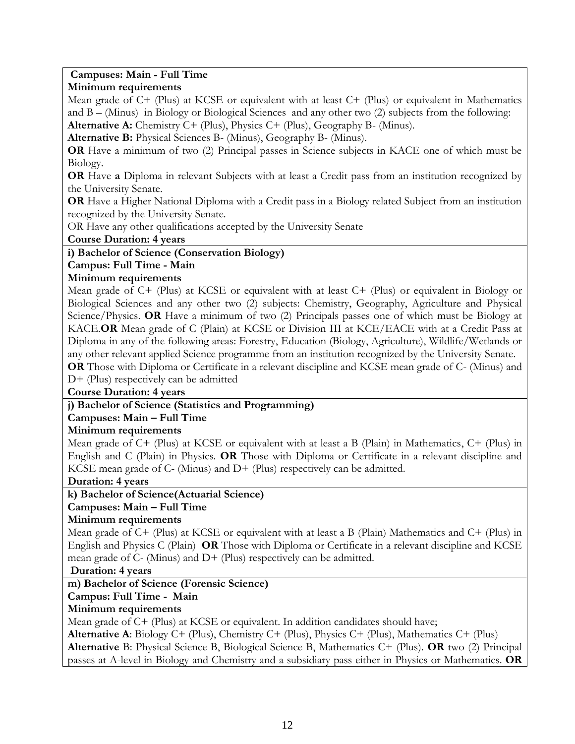**Campuses: Main - Full Time**

**Minimum requirements**

Mean grade of C+ (Plus) at KCSE or equivalent with at least C+ (Plus) or equivalent in Mathematics and B – (Minus) in Biology or Biological Sciences and any other two (2) subjects from the following:

**Alternative A:** Chemistry C+ (Plus), Physics C+ (Plus), Geography B- (Minus).

**Alternative B:** Physical Sciences B- (Minus), Geography B- (Minus).

**OR** Have a minimum of two (2) Principal passes in Science subjects in KACE one of which must be Biology.

**OR** Have **a** Diploma in relevant Subjects with at least a Credit pass from an institution recognized by the University Senate.

**OR** Have a Higher National Diploma with a Credit pass in a Biology related Subject from an institution recognized by the University Senate.

OR Have any other qualifications accepted by the University Senate

**Course Duration: 4 years**

**i) Bachelor of Science (Conservation Biology)**

**Campus: Full Time - Main**

**Minimum requirements**

Mean grade of C+ (Plus) at KCSE or equivalent with at least C+ (Plus) or equivalent in Biology or Biological Sciences and any other two (2) subjects: Chemistry, Geography, Agriculture and Physical Science/Physics. **OR** Have a minimum of two (2) Principals passes one of which must be Biology at KACE.**OR** Mean grade of C (Plain) at KCSE or Division III at KCE/EACE with at a Credit Pass at Diploma in any of the following areas: Forestry, Education (Biology, Agriculture), Wildlife/Wetlands or any other relevant applied Science programme from an institution recognized by the University Senate.

**OR** Those with Diploma or Certificate in a relevant discipline and KCSE mean grade of C- (Minus) and D+ (Plus) respectively can be admitted

**Course Duration: 4 years**

**j) Bachelor of Science (Statistics and Programming)**

**Campuses: Main – Full Time**

**Minimum requirements**

Mean grade of C+ (Plus) at KCSE or equivalent with at least a B (Plain) in Mathematics, C+ (Plus) in English and C (Plain) in Physics. **OR** Those with Diploma or Certificate in a relevant discipline and KCSE mean grade of C- (Minus) and D+ (Plus) respectively can be admitted.

**Duration: 4 years**

**k) Bachelor of Science(Actuarial Science)**

**Campuses: Main – Full Time**

**Minimum requirements**

Mean grade of C+ (Plus) at KCSE or equivalent with at least a B (Plain) Mathematics and C+ (Plus) in English and Physics C (Plain) **OR** Those with Diploma or Certificate in a relevant discipline and KCSE mean grade of C- (Minus) and D+ (Plus) respectively can be admitted.

**Duration: 4 years**

**m) Bachelor of Science (Forensic Science)**

**Campus: Full Time - Main**

**Minimum requirements**

Mean grade of C+ (Plus) at KCSE or equivalent. In addition candidates should have;

**Alternative A**: Biology C+ (Plus), Chemistry C+ (Plus), Physics C+ (Plus), Mathematics C+ (Plus)

**Alternative** B: Physical Science B, Biological Science B, Mathematics C+ (Plus). **OR** two (2) Principal passes at A-level in Biology and Chemistry and a subsidiary pass either in Physics or Mathematics. **OR**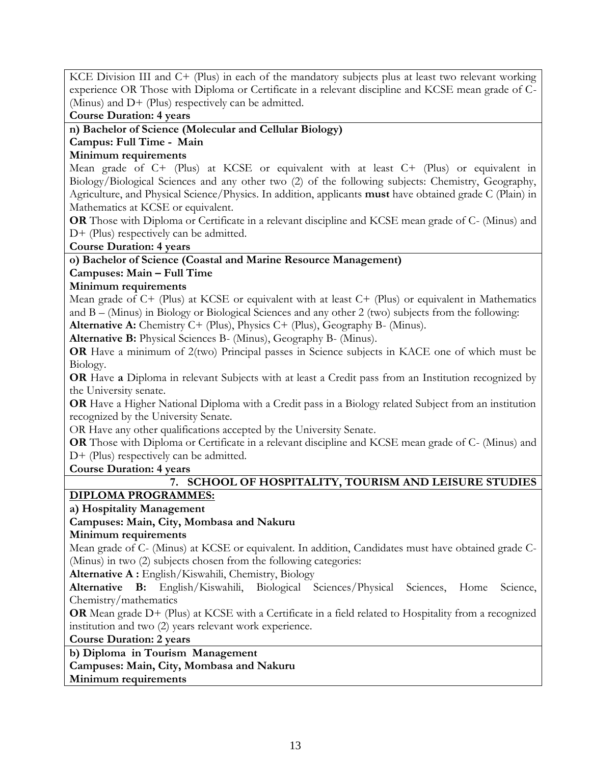KCE Division III and C+ (Plus) in each of the mandatory subjects plus at least two relevant working experience OR Those with Diploma or Certificate in a relevant discipline and KCSE mean grade of C- (Minus) and D+ (Plus) respectively can be admitted.

**Course Duration: 4 years**

**n) Bachelor of Science (Molecular and Cellular Biology)**

**Campus: Full Time - Main**

**Minimum requirements**

Mean grade of C+ (Plus) at KCSE or equivalent with at least C+ (Plus) or equivalent in Biology/Biological Sciences and any other two (2) of the following subjects: Chemistry, Geography, Agriculture, and Physical Science/Physics. In addition, applicants **must** have obtained grade C (Plain) in Mathematics at KCSE or equivalent.

**OR** Those with Diploma or Certificate in a relevant discipline and KCSE mean grade of C- (Minus) and D+ (Plus) respectively can be admitted.

**Course Duration: 4 years**

**o) Bachelor of Science (Coastal and Marine Resource Management)**

**Campuses: Main – Full Time**

**Minimum requirements**

Mean grade of C+ (Plus) at KCSE or equivalent with at least C+ (Plus) or equivalent in Mathematics and B – (Minus) in Biology or Biological Sciences and any other 2 (two) subjects from the following:

**Alternative A:** Chemistry C+ (Plus), Physics C+ (Plus), Geography B- (Minus).

**Alternative B:** Physical Sciences B- (Minus), Geography B- (Minus).

**OR** Have a minimum of 2(two) Principal passes in Science subjects in KACE one of which must be Biology.

**OR** Have **a** Diploma in relevant Subjects with at least a Credit pass from an Institution recognized by the University senate.

**OR** Have a Higher National Diploma with a Credit pass in a Biology related Subject from an institution recognized by the University Senate.

OR Have any other qualifications accepted by the University Senate.

**OR** Those with Diploma or Certificate in a relevant discipline and KCSE mean grade of C- (Minus) and D+ (Plus) respectively can be admitted.

**Course Duration: 4 years**

## 7. SCHOOL OF HOSPITALITY, TOURISM AND LEISURE STUDIES

**DIPLOMA PROGRAMMES:**

**a) Hospitality Management**

**Campuses: Main, City, Mombasa and Nakuru**

**Minimum requirements**

Mean grade of C- (Minus) at KCSE or equivalent. In addition, Candidates must have obtained grade C- (Minus) in two (2) subjects chosen from the following categories:

**Alternative A :** English/Kiswahili, Chemistry, Biology

**Alternative B:** English/Kiswahili, Biological Sciences/Physical Sciences, Home Science, Chemistry/mathematics

**OR** Mean grade D+ (Plus) at KCSE with a Certificate in a field related to Hospitality from a recognized institution and two (2) years relevant work experience.

**Course Duration: 2 years**

**b) Diploma in Tourism Management**

**Campuses: Main, City, Mombasa and Nakuru**

**Minimum requirements**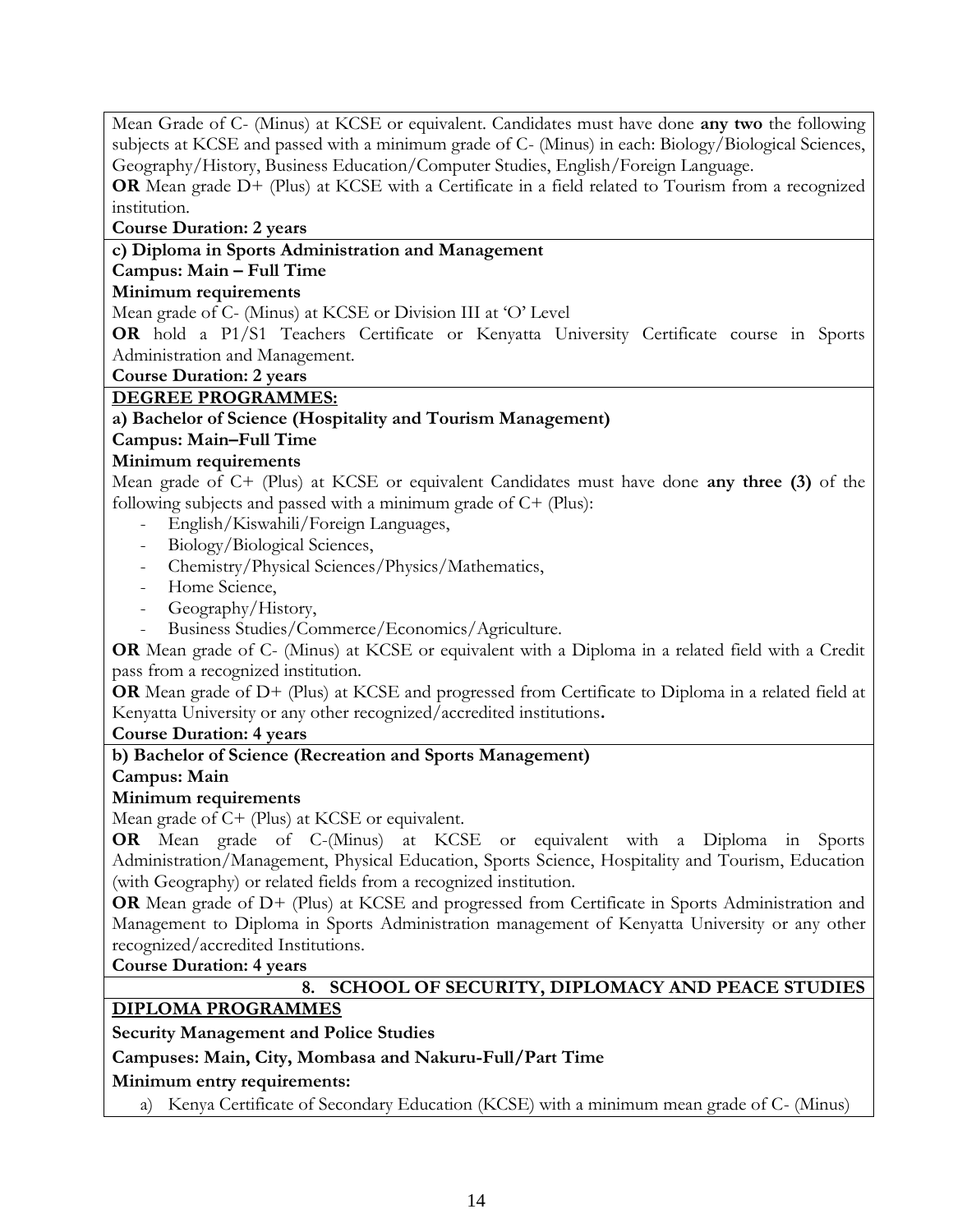Mean Grade of C- (Minus) at KCSE or equivalent. Candidates must have done **any two** the following subjects at KCSE and passed with a minimum grade of C- (Minus) in each: Biology/Biological Sciences, Geography/History, Business Education/Computer Studies, English/Foreign Language.

**OR** Mean grade D+ (Plus) at KCSE with a Certificate in a field related to Tourism from a recognized institution.

**Course Duration: 2 years**

**c) Diploma in Sports Administration and Management**

**Campus: Main – Full Time**

**Minimum requirements**

Mean grade of C- (Minus) at KCSE or Division III at 'O' Level

**OR** hold a P1/S1 Teachers Certificate or Kenyatta University Certificate course in Sports Administration and Management.

**Course Duration: 2 years**

**DEGREE PROGRAMMES:**

**a) Bachelor of Science (Hospitality and Tourism Management)**

**Campus: Main–Full Time**

**Minimum requirements**

Mean grade of C+ (Plus) at KCSE or equivalent Candidates must have done **any three (3)** of the following subjects and passed with a minimum grade of C+ (Plus):

- English/Kiswahili/Foreign Languages,
- Biology/Biological Sciences,
- Chemistry/Physical Sciences/Physics/Mathematics,
- Home Science,
- Geography/History,
- Business Studies/Commerce/Economics/Agriculture.

**OR** Mean grade of C- (Minus) at KCSE or equivalent with a Diploma in a related field with a Credit pass from a recognized institution.

**OR** Mean grade of D+ (Plus) at KCSE and progressed from Certificate to Diploma in a related field at Kenyatta University or any other recognized/accredited institutions**.**

**Course Duration: 4 years**

**b) Bachelor of Science (Recreation and Sports Management)**

**Campus: Main**

**Minimum requirements**

Mean grade of C+ (Plus) at KCSE or equivalent.

**OR** Mean grade of C-(Minus) at KCSE or equivalent with a Diploma in Sports Administration/Management, Physical Education, Sports Science, Hospitality and Tourism, Education (with Geography) or related fields from a recognized institution.

**OR** Mean grade of D+ (Plus) at KCSE and progressed from Certificate in Sports Administration and Management to Diploma in Sports Administration management of Kenyatta University or any other recognized/accredited Institutions.

**Course Duration: 4 years**

## 8. SCHOOL OF SECURITY, DIPLOMACY AND PEACE STUDIES

**DIPLOMA PROGRAMMES**

**Security Management and Police Studies**

**Campuses: Main, City, Mombasa and Nakuru-Full/Part Time**

**Minimum entry requirements:**

a) Kenya Certificate of Secondary Education (KCSE) with a minimum mean grade of C- (Minus)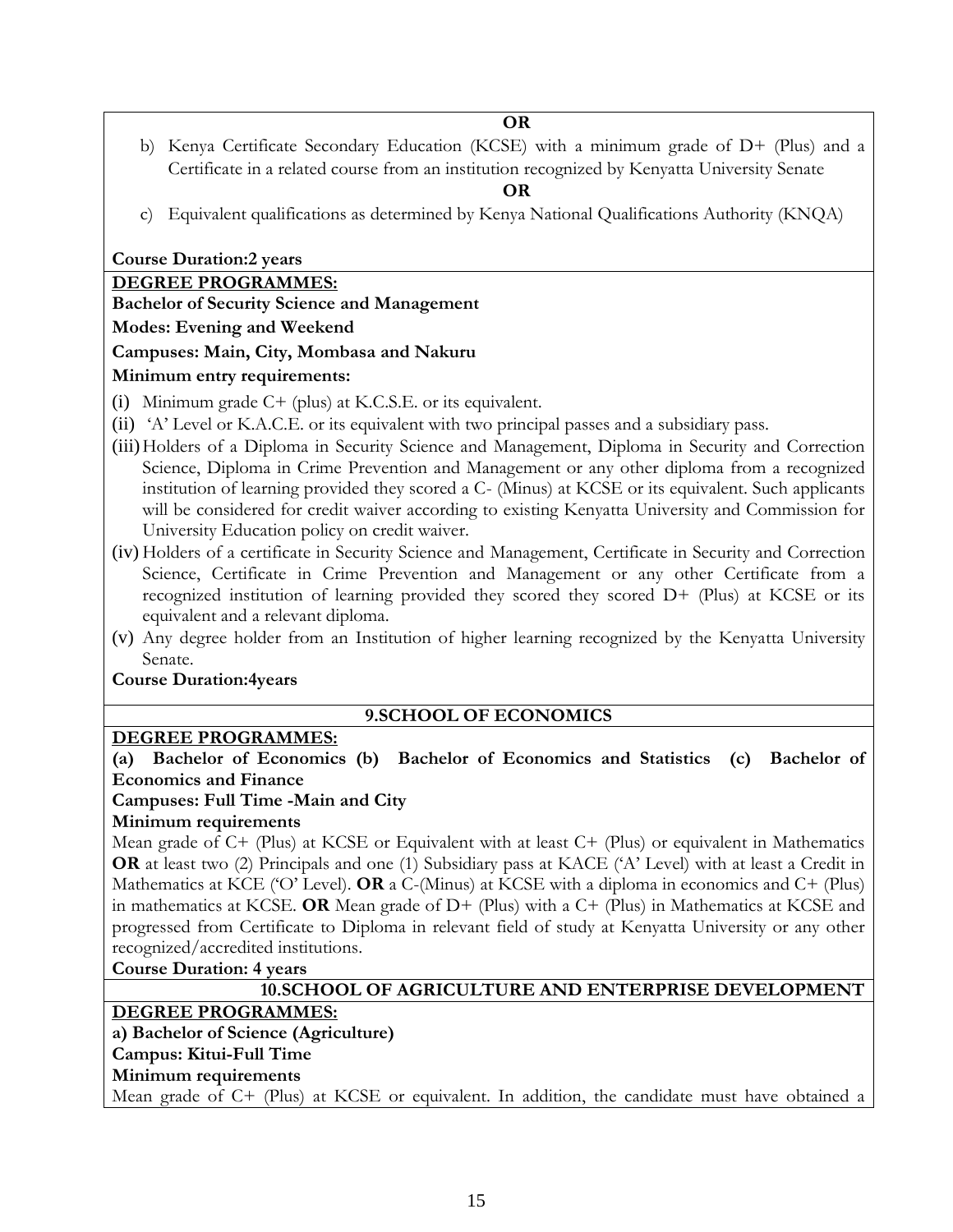**OR**

b) Kenya Certificate Secondary Education (KCSE) with a minimum grade of D+ (Plus) and a Certificate in a related course from an institution recognized by Kenyatta University Senate

**OR**

c) Equivalent qualifications as determined by Kenya National Qualifications Authority (KNQA)

**Course Duration:2 years**

**DEGREE PROGRAMMES:**

**Bachelor of Security Science and Management**

**Modes: Evening and Weekend**

**Campuses: Main, City, Mombasa and Nakuru**

**Minimum entry requirements:**

(i) Minimum grade C+ (plus) at K.C.S.E. or its equivalent.
(ii) 'A' Level or K.A.C.E. or its equivalent with two principal passes and a subsidiary pass.
(iii) Holders of a Diploma in Security Science and Management, Diploma in Security and Correction Science, Diploma in Crime Prevention and Management or any other diploma from a recognized institution of learning provided they scored a C- (Minus) at KCSE or its equivalent. Such applicants will be considered for credit waiver according to existing Kenyatta University and Commission for University Education policy on credit waiver.
(iv) Holders of a certificate in Security Science and Management, Certificate in Security and Correction Science, Certificate in Crime Prevention and Management or any other Certificate from a recognized institution of learning provided they scored they scored D+ (Plus) at KCSE or its equivalent and a relevant diploma.
(v) Any degree holder from an Institution of higher learning recognized by the Kenyatta University Senate.

**Course Duration:4years**

## 9.SCHOOL OF ECONOMICS

**DEGREE PROGRAMMES:**

**(a) Bachelor of Economics (b) Bachelor of Economics and Statistics (c) Bachelor of Economics and Finance**

**Campuses: Full Time -Main and City**

**Minimum requirements**

Mean grade of C+ (Plus) at KCSE or Equivalent with at least C+ (Plus) or equivalent in Mathematics **OR** at least two (2) Principals and one (1) Subsidiary pass at KACE ('A' Level) with at least a Credit in Mathematics at KCE ('O' Level). **OR** a C-(Minus) at KCSE with a diploma in economics and C+ (Plus) in mathematics at KCSE. **OR** Mean grade of D+ (Plus) with a C+ (Plus) in Mathematics at KCSE and progressed from Certificate to Diploma in relevant field of study at Kenyatta University or any other recognized/accredited institutions.

**Course Duration: 4 years**

## 10.SCHOOL OF AGRICULTURE AND ENTERPRISE DEVELOPMENT

**DEGREE PROGRAMMES:**

**a) Bachelor of Science (Agriculture)**

**Campus: Kitui-Full Time**

**Minimum requirements**

Mean grade of C+ (Plus) at KCSE or equivalent. In addition, the candidate must have obtained a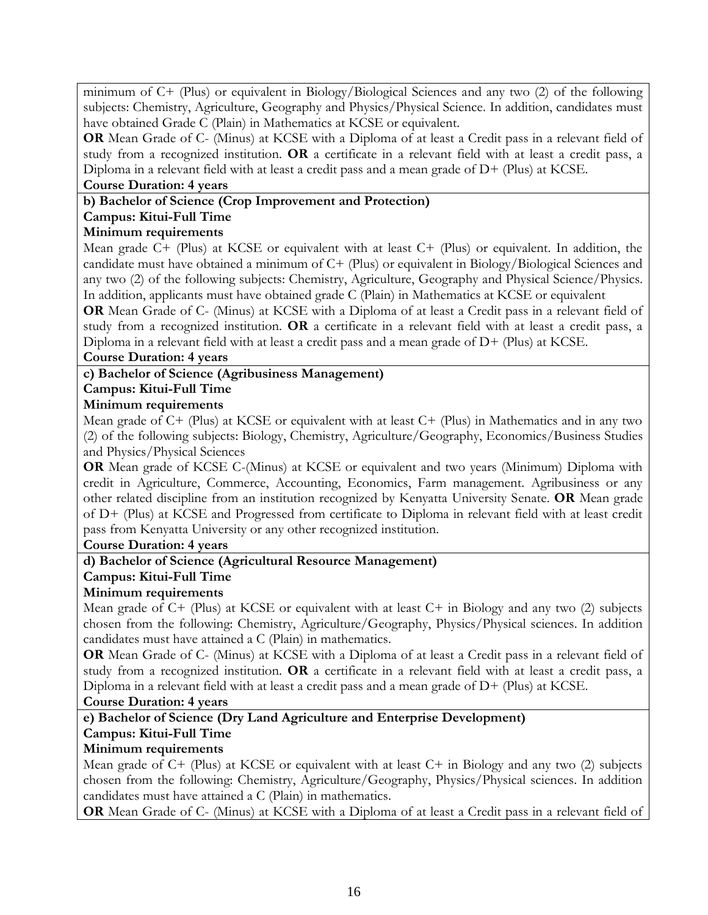minimum of C+ (Plus) or equivalent in Biology/Biological Sciences and any two (2) of the following subjects: Chemistry, Agriculture, Geography and Physics/Physical Science. In addition, candidates must have obtained Grade C (Plain) in Mathematics at KCSE or equivalent.

**OR** Mean Grade of C- (Minus) at KCSE with a Diploma of at least a Credit pass in a relevant field of study from a recognized institution. **OR** a certificate in a relevant field with at least a credit pass, a Diploma in a relevant field with at least a credit pass and a mean grade of D+ (Plus) at KCSE.

**Course Duration: 4 years**

**b) Bachelor of Science (Crop Improvement and Protection)**

**Campus: Kitui-Full Time**

**Minimum requirements**

Mean grade C+ (Plus) at KCSE or equivalent with at least C+ (Plus) or equivalent. In addition, the candidate must have obtained a minimum of C+ (Plus) or equivalent in Biology/Biological Sciences and any two (2) of the following subjects: Chemistry, Agriculture, Geography and Physical Science/Physics. In addition, applicants must have obtained grade C (Plain) in Mathematics at KCSE or equivalent

**OR** Mean Grade of C- (Minus) at KCSE with a Diploma of at least a Credit pass in a relevant field of study from a recognized institution. **OR** a certificate in a relevant field with at least a credit pass, a Diploma in a relevant field with at least a credit pass and a mean grade of D+ (Plus) at KCSE.

**Course Duration: 4 years**

**c) Bachelor of Science (Agribusiness Management)**

**Campus: Kitui-Full Time**

**Minimum requirements**

Mean grade of C+ (Plus) at KCSE or equivalent with at least C+ (Plus) in Mathematics and in any two (2) of the following subjects: Biology, Chemistry, Agriculture/Geography, Economics/Business Studies and Physics/Physical Sciences

**OR** Mean grade of KCSE C-(Minus) at KCSE or equivalent and two years (Minimum) Diploma with credit in Agriculture, Commerce, Accounting, Economics, Farm management. Agribusiness or any other related discipline from an institution recognized by Kenyatta University Senate. **OR** Mean grade of D+ (Plus) at KCSE and Progressed from certificate to Diploma in relevant field with at least credit pass from Kenyatta University or any other recognized institution.

**Course Duration: 4 years**

**d) Bachelor of Science (Agricultural Resource Management)**

**Campus: Kitui-Full Time**

**Minimum requirements**

Mean grade of C+ (Plus) at KCSE or equivalent with at least C+ in Biology and any two (2) subjects chosen from the following: Chemistry, Agriculture/Geography, Physics/Physical sciences. In addition candidates must have attained a C (Plain) in mathematics.

**OR** Mean Grade of C- (Minus) at KCSE with a Diploma of at least a Credit pass in a relevant field of study from a recognized institution. **OR** a certificate in a relevant field with at least a credit pass, a Diploma in a relevant field with at least a credit pass and a mean grade of D+ (Plus) at KCSE.

**Course Duration: 4 years**

**e) Bachelor of Science (Dry Land Agriculture and Enterprise Development)**

**Campus: Kitui-Full Time**

**Minimum requirements**

Mean grade of C+ (Plus) at KCSE or equivalent with at least C+ in Biology and any two (2) subjects chosen from the following: Chemistry, Agriculture/Geography, Physics/Physical sciences. In addition candidates must have attained a C (Plain) in mathematics.

**OR** Mean Grade of C- (Minus) at KCSE with a Diploma of at least a Credit pass in a relevant field of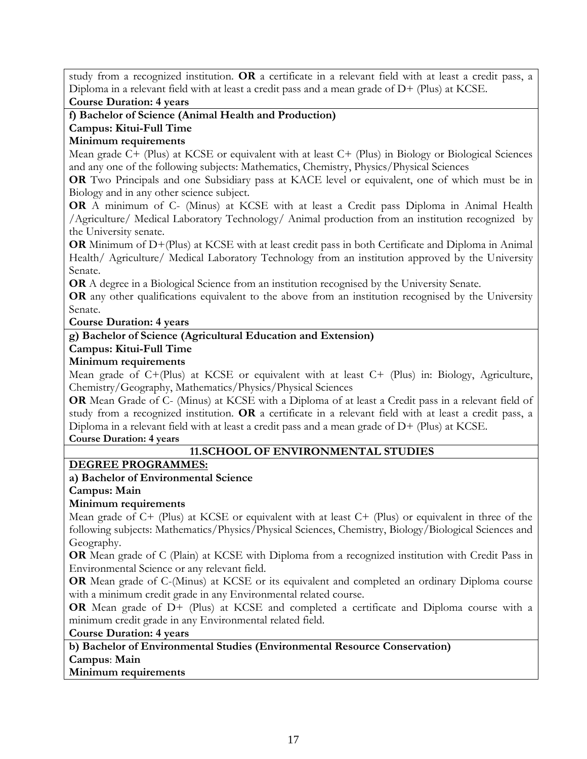study from a recognized institution. **OR** a certificate in a relevant field with at least a credit pass, a Diploma in a relevant field with at least a credit pass and a mean grade of D+ (Plus) at KCSE.

**Course Duration: 4 years**

**f) Bachelor of Science (Animal Health and Production)**

**Campus: Kitui-Full Time**

**Minimum requirements**

Mean grade C+ (Plus) at KCSE or equivalent with at least C+ (Plus) in Biology or Biological Sciences and any one of the following subjects: Mathematics, Chemistry, Physics/Physical Sciences

**OR** Two Principals and one Subsidiary pass at KACE level or equivalent, one of which must be in Biology and in any other science subject.

**OR** A minimum of C- (Minus) at KCSE with at least a Credit pass Diploma in Animal Health /Agriculture/ Medical Laboratory Technology/ Animal production from an institution recognized by the University senate.

**OR** Minimum of D+(Plus) at KCSE with at least credit pass in both Certificate and Diploma in Animal Health/ Agriculture/ Medical Laboratory Technology from an institution approved by the University Senate.

**OR** A degree in a Biological Science from an institution recognised by the University Senate.

**OR** any other qualifications equivalent to the above from an institution recognised by the University Senate.

**Course Duration: 4 years**

**g) Bachelor of Science (Agricultural Education and Extension)**

**Campus: Kitui-Full Time**

**Minimum requirements**

Mean grade of C+(Plus) at KCSE or equivalent with at least C+ (Plus) in: Biology, Agriculture, Chemistry/Geography, Mathematics/Physics/Physical Sciences

**OR** Mean Grade of C- (Minus) at KCSE with a Diploma of at least a Credit pass in a relevant field of study from a recognized institution. **OR** a certificate in a relevant field with at least a credit pass, a Diploma in a relevant field with at least a credit pass and a mean grade of D+ (Plus) at KCSE.

**Course Duration: 4 years**

## 11.SCHOOL OF ENVIRONMENTAL STUDIES

**DEGREE PROGRAMMES:**

**a) Bachelor of Environmental Science**

**Campus: Main**

**Minimum requirements**

Mean grade of C+ (Plus) at KCSE or equivalent with at least C+ (Plus) or equivalent in three of the following subjects: Mathematics/Physics/Physical Sciences, Chemistry, Biology/Biological Sciences and Geography.

**OR** Mean grade of C (Plain) at KCSE with Diploma from a recognized institution with Credit Pass in Environmental Science or any relevant field.

**OR** Mean grade of C-(Minus) at KCSE or its equivalent and completed an ordinary Diploma course with a minimum credit grade in any Environmental related course.

**OR** Mean grade of D+ (Plus) at KCSE and completed a certificate and Diploma course with a minimum credit grade in any Environmental related field.

**Course Duration: 4 years**

**b) Bachelor of Environmental Studies (Environmental Resource Conservation)**

**Campus**: **Main**

**Minimum requirements**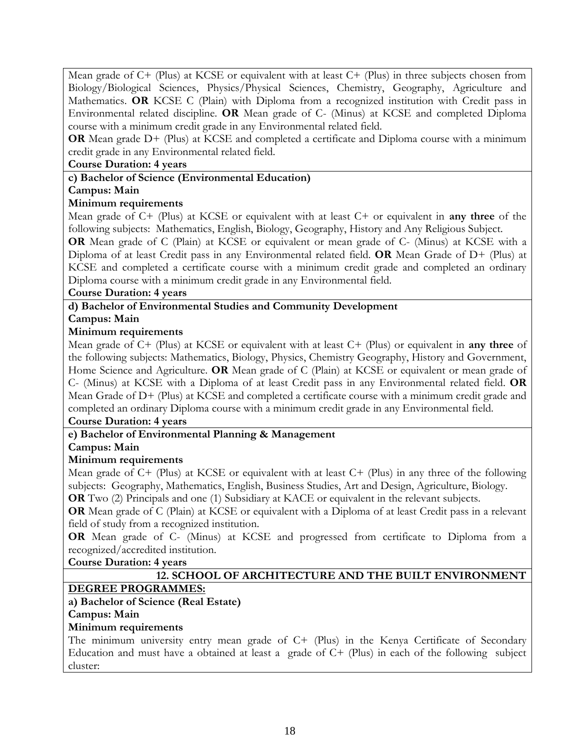Mean grade of C+ (Plus) at KCSE or equivalent with at least C+ (Plus) in three subjects chosen from Biology/Biological Sciences, Physics/Physical Sciences, Chemistry, Geography, Agriculture and Mathematics. **OR** KCSE C (Plain) with Diploma from a recognized institution with Credit pass in Environmental related discipline. **OR** Mean grade of C- (Minus) at KCSE and completed Diploma course with a minimum credit grade in any Environmental related field.

**OR** Mean grade D+ (Plus) at KCSE and completed a certificate and Diploma course with a minimum credit grade in any Environmental related field.

**Course Duration: 4 years**

**c) Bachelor of Science (Environmental Education)**

**Campus: Main**

**Minimum requirements**

Mean grade of C+ (Plus) at KCSE or equivalent with at least C+ or equivalent in **any three** of the following subjects: Mathematics, English, Biology, Geography, History and Any Religious Subject.

**OR** Mean grade of C (Plain) at KCSE or equivalent or mean grade of C- (Minus) at KCSE with a Diploma of at least Credit pass in any Environmental related field. **OR** Mean Grade of D+ (Plus) at KCSE and completed a certificate course with a minimum credit grade and completed an ordinary Diploma course with a minimum credit grade in any Environmental field.

**Course Duration: 4 years**

**d) Bachelor of Environmental Studies and Community Development**

**Campus: Main**

**Minimum requirements**

Mean grade of C+ (Plus) at KCSE or equivalent with at least C+ (Plus) or equivalent in **any three** of the following subjects: Mathematics, Biology, Physics, Chemistry Geography, History and Government, Home Science and Agriculture. **OR** Mean grade of C (Plain) at KCSE or equivalent or mean grade of C- (Minus) at KCSE with a Diploma of at least Credit pass in any Environmental related field. **OR** Mean Grade of D+ (Plus) at KCSE and completed a certificate course with a minimum credit grade and completed an ordinary Diploma course with a minimum credit grade in any Environmental field.

**Course Duration: 4 years**

**e) Bachelor of Environmental Planning & Management**

**Campus: Main**

**Minimum requirements**

Mean grade of C+ (Plus) at KCSE or equivalent with at least C+ (Plus) in any three of the following subjects: Geography, Mathematics, English, Business Studies, Art and Design, Agriculture, Biology.

**OR** Two (2) Principals and one (1) Subsidiary at KACE or equivalent in the relevant subjects.

**OR** Mean grade of C (Plain) at KCSE or equivalent with a Diploma of at least Credit pass in a relevant field of study from a recognized institution.

**OR** Mean grade of C- (Minus) at KCSE and progressed from certificate to Diploma from a recognized/accredited institution.

**Course Duration: 4 years**

## 12. SCHOOL OF ARCHITECTURE AND THE BUILT ENVIRONMENT

**DEGREE PROGRAMMES:**

**a) Bachelor of Science (Real Estate)**

**Campus: Main**

**Minimum requirements**

The minimum university entry mean grade of C+ (Plus) in the Kenya Certificate of Secondary Education and must have a obtained at least a grade of C+ (Plus) in each of the following subject cluster: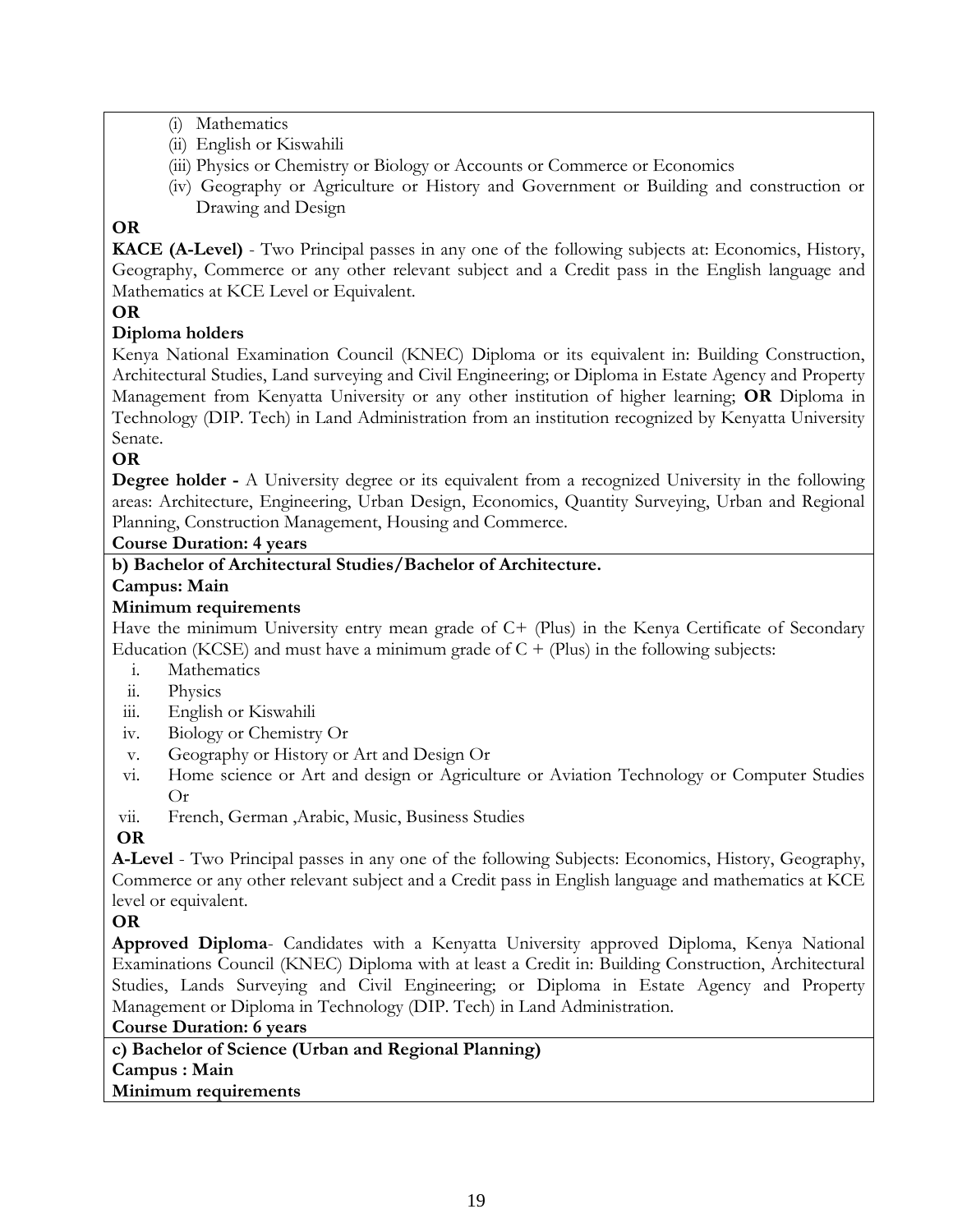(i) Mathematics
(ii) English or Kiswahili
(iii) Physics or Chemistry or Biology or Accounts or Commerce or Economics
(iv) Geography or Agriculture or History and Government or Building and construction or Drawing and Design

**OR**

**KACE (A-Level)** - Two Principal passes in any one of the following subjects at: Economics, History, Geography, Commerce or any other relevant subject and a Credit pass in the English language and Mathematics at KCE Level or Equivalent.

**OR**

**Diploma holders**

Kenya National Examination Council (KNEC) Diploma or its equivalent in: Building Construction, Architectural Studies, Land surveying and Civil Engineering; or Diploma in Estate Agency and Property Management from Kenyatta University or any other institution of higher learning; **OR** Diploma in Technology (DIP. Tech) in Land Administration from an institution recognized by Kenyatta University Senate.

**OR**

**Degree holder -** A University degree or its equivalent from a recognized University in the following areas: Architecture, Engineering, Urban Design, Economics, Quantity Surveying, Urban and Regional Planning, Construction Management, Housing and Commerce.

**Course Duration: 4 years**

**b) Bachelor of Architectural Studies/Bachelor of Architecture.**

**Campus: Main**

**Minimum requirements**

Have the minimum University entry mean grade of C+ (Plus) in the Kenya Certificate of Secondary Education (KCSE) and must have a minimum grade of C + (Plus) in the following subjects:

i. Mathematics
ii. Physics
iii. English or Kiswahili
iv. Biology or Chemistry Or
v. Geography or History or Art and Design Or
vi. Home science or Art and design or Agriculture or Aviation Technology or Computer Studies Or
vii. French, German ,Arabic, Music, Business Studies

**OR**

**A-Level** - Two Principal passes in any one of the following Subjects: Economics, History, Geography, Commerce or any other relevant subject and a Credit pass in English language and mathematics at KCE level or equivalent.

**OR**

**Approved Diploma**- Candidates with a Kenyatta University approved Diploma, Kenya National Examinations Council (KNEC) Diploma with at least a Credit in: Building Construction, Architectural Studies, Lands Surveying and Civil Engineering; or Diploma in Estate Agency and Property Management or Diploma in Technology (DIP. Tech) in Land Administration.

**Course Duration: 6 years**

**c) Bachelor of Science (Urban and Regional Planning)**

**Campus : Main**

**Minimum requirements**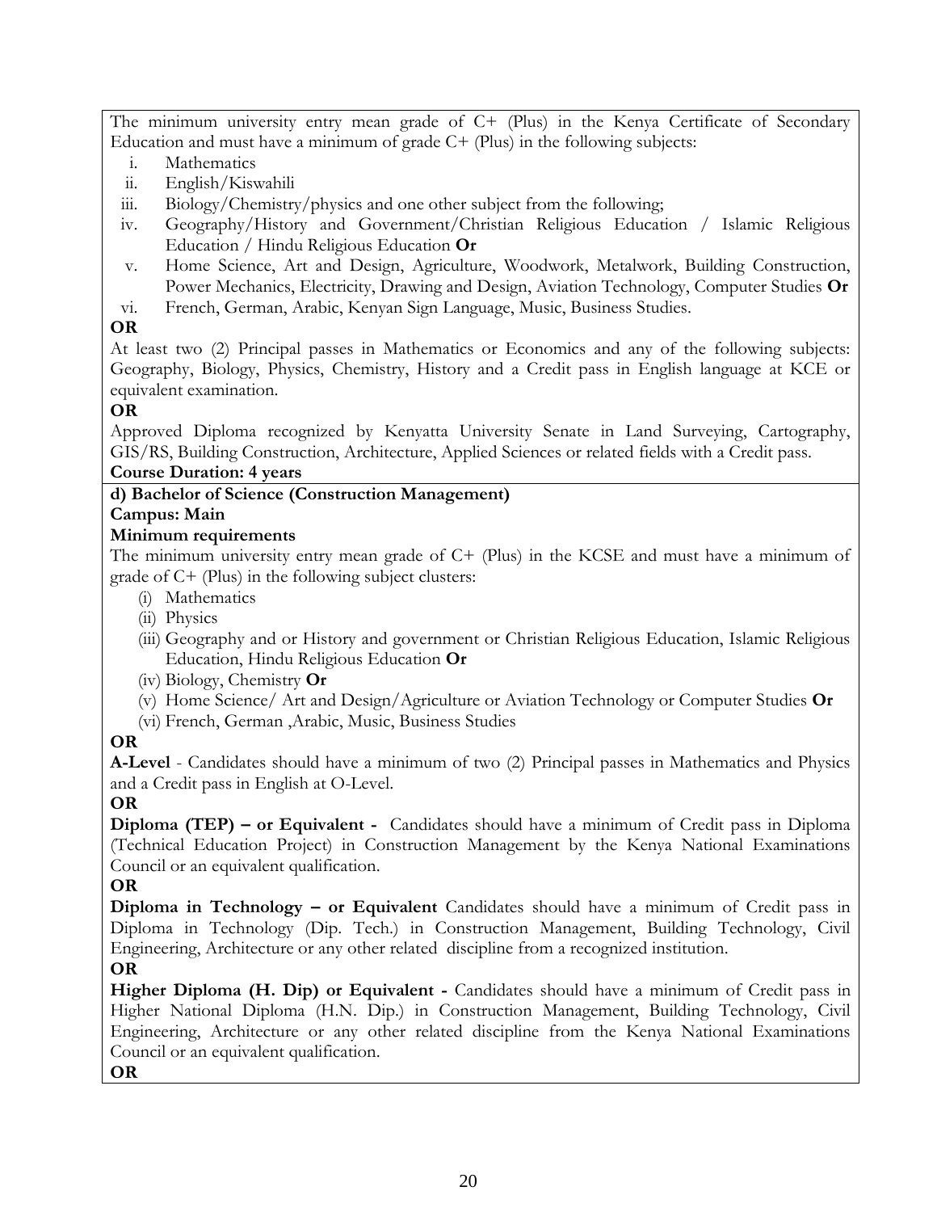The minimum university entry mean grade of C+ (Plus) in the Kenya Certificate of Secondary Education and must have a minimum of grade C+ (Plus) in the following subjects:

i. Mathematics
ii. English/Kiswahili
iii. Biology/Chemistry/physics and one other subject from the following;
iv. Geography/History and Government/Christian Religious Education / Islamic Religious Education / Hindu Religious Education **Or**
v. Home Science, Art and Design, Agriculture, Woodwork, Metalwork, Building Construction, Power Mechanics, Electricity, Drawing and Design, Aviation Technology, Computer Studies **Or**
vi. French, German, Arabic, Kenyan Sign Language, Music, Business Studies.

**OR**

At least two (2) Principal passes in Mathematics or Economics and any of the following subjects: Geography, Biology, Physics, Chemistry, History and a Credit pass in English language at KCE or equivalent examination.

**OR**

Approved Diploma recognized by Kenyatta University Senate in Land Surveying, Cartography, GIS/RS, Building Construction, Architecture, Applied Sciences or related fields with a Credit pass.

**Course Duration: 4 years**

**d) Bachelor of Science (Construction Management)**

**Campus: Main**

**Minimum requirements**

The minimum university entry mean grade of C+ (Plus) in the KCSE and must have a minimum of grade of C+ (Plus) in the following subject clusters:

(i) Mathematics
(ii) Physics
(iii) Geography and or History and government or Christian Religious Education, Islamic Religious Education, Hindu Religious Education **Or**
(iv) Biology, Chemistry **Or**
(v) Home Science/ Art and Design/Agriculture or Aviation Technology or Computer Studies **Or**
(vi) French, German ,Arabic, Music, Business Studies

**OR**

**A-Level** - Candidates should have a minimum of two (2) Principal passes in Mathematics and Physics and a Credit pass in English at O-Level.

**OR**

**Diploma (TEP) – or Equivalent -** Candidates should have a minimum of Credit pass in Diploma (Technical Education Project) in Construction Management by the Kenya National Examinations Council or an equivalent qualification.

**OR**

**Diploma in Technology – or Equivalent** Candidates should have a minimum of Credit pass in Diploma in Technology (Dip. Tech.) in Construction Management, Building Technology, Civil Engineering, Architecture or any other related discipline from a recognized institution.

**OR**

**Higher Diploma (H. Dip) or Equivalent -** Candidates should have a minimum of Credit pass in Higher National Diploma (H.N. Dip.) in Construction Management, Building Technology, Civil Engineering, Architecture or any other related discipline from the Kenya National Examinations Council or an equivalent qualification.

**OR**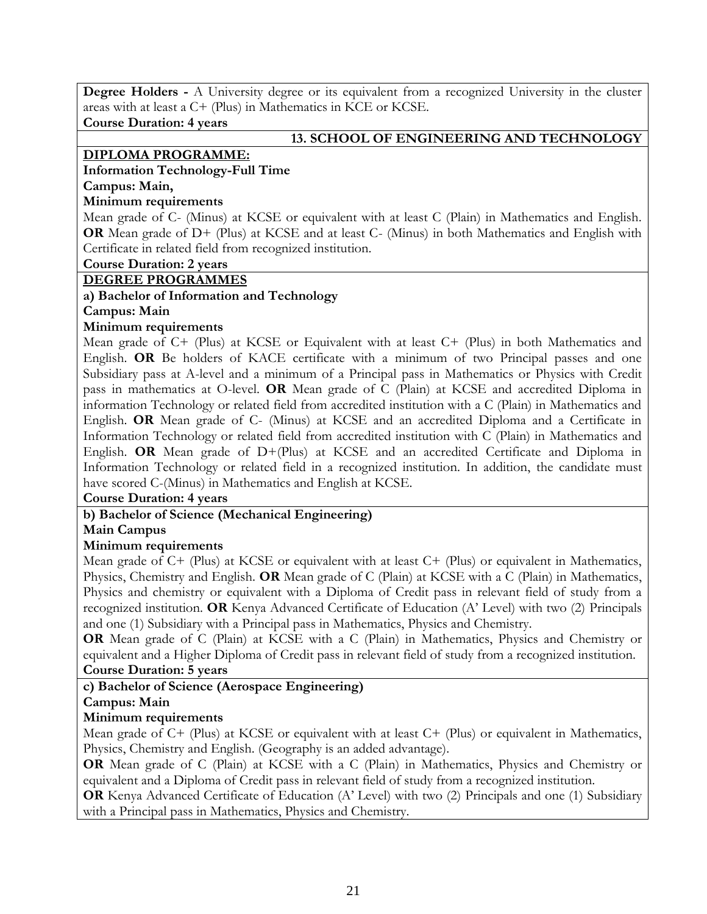**Degree Holders -** A University degree or its equivalent from a recognized University in the cluster areas with at least a C+ (Plus) in Mathematics in KCE or KCSE.

**Course Duration: 4 years**

## 13. SCHOOL OF ENGINEERING AND TECHNOLOGY

### DIPLOMA PROGRAMME:

**Information Technology-Full Time**

**Campus: Main,**

**Minimum requirements**

Mean grade of C- (Minus) at KCSE or equivalent with at least C (Plain) in Mathematics and English. **OR** Mean grade of D+ (Plus) at KCSE and at least C- (Minus) in both Mathematics and English with Certificate in related field from recognized institution.

**Course Duration: 2 years**

### DEGREE PROGRAMMES

**a) Bachelor of Information and Technology**

**Campus: Main**

**Minimum requirements**

Mean grade of C+ (Plus) at KCSE or Equivalent with at least C+ (Plus) in both Mathematics and English. **OR** Be holders of KACE certificate with a minimum of two Principal passes and one Subsidiary pass at A-level and a minimum of a Principal pass in Mathematics or Physics with Credit pass in mathematics at O-level. **OR** Mean grade of C (Plain) at KCSE and accredited Diploma in information Technology or related field from accredited institution with a C (Plain) in Mathematics and English. **OR** Mean grade of C- (Minus) at KCSE and an accredited Diploma and a Certificate in Information Technology or related field from accredited institution with C (Plain) in Mathematics and English. **OR** Mean grade of D+(Plus) at KCSE and an accredited Certificate and Diploma in Information Technology or related field in a recognized institution. In addition, the candidate must have scored C-(Minus) in Mathematics and English at KCSE.

**Course Duration: 4 years**

**b) Bachelor of Science (Mechanical Engineering)**

**Main Campus**

**Minimum requirements**

Mean grade of C+ (Plus) at KCSE or equivalent with at least C+ (Plus) or equivalent in Mathematics, Physics, Chemistry and English. **OR** Mean grade of C (Plain) at KCSE with a C (Plain) in Mathematics, Physics and chemistry or equivalent with a Diploma of Credit pass in relevant field of study from a recognized institution. **OR** Kenya Advanced Certificate of Education (A' Level) with two (2) Principals and one (1) Subsidiary with a Principal pass in Mathematics, Physics and Chemistry.

**OR** Mean grade of C (Plain) at KCSE with a C (Plain) in Mathematics, Physics and Chemistry or equivalent and a Higher Diploma of Credit pass in relevant field of study from a recognized institution.

**Course Duration: 5 years**

**c) Bachelor of Science (Aerospace Engineering)**

**Campus: Main**

**Minimum requirements**

Mean grade of C+ (Plus) at KCSE or equivalent with at least C+ (Plus) or equivalent in Mathematics, Physics, Chemistry and English. (Geography is an added advantage).

**OR** Mean grade of C (Plain) at KCSE with a C (Plain) in Mathematics, Physics and Chemistry or equivalent and a Diploma of Credit pass in relevant field of study from a recognized institution.

**OR** Kenya Advanced Certificate of Education (A' Level) with two (2) Principals and one (1) Subsidiary with a Principal pass in Mathematics, Physics and Chemistry.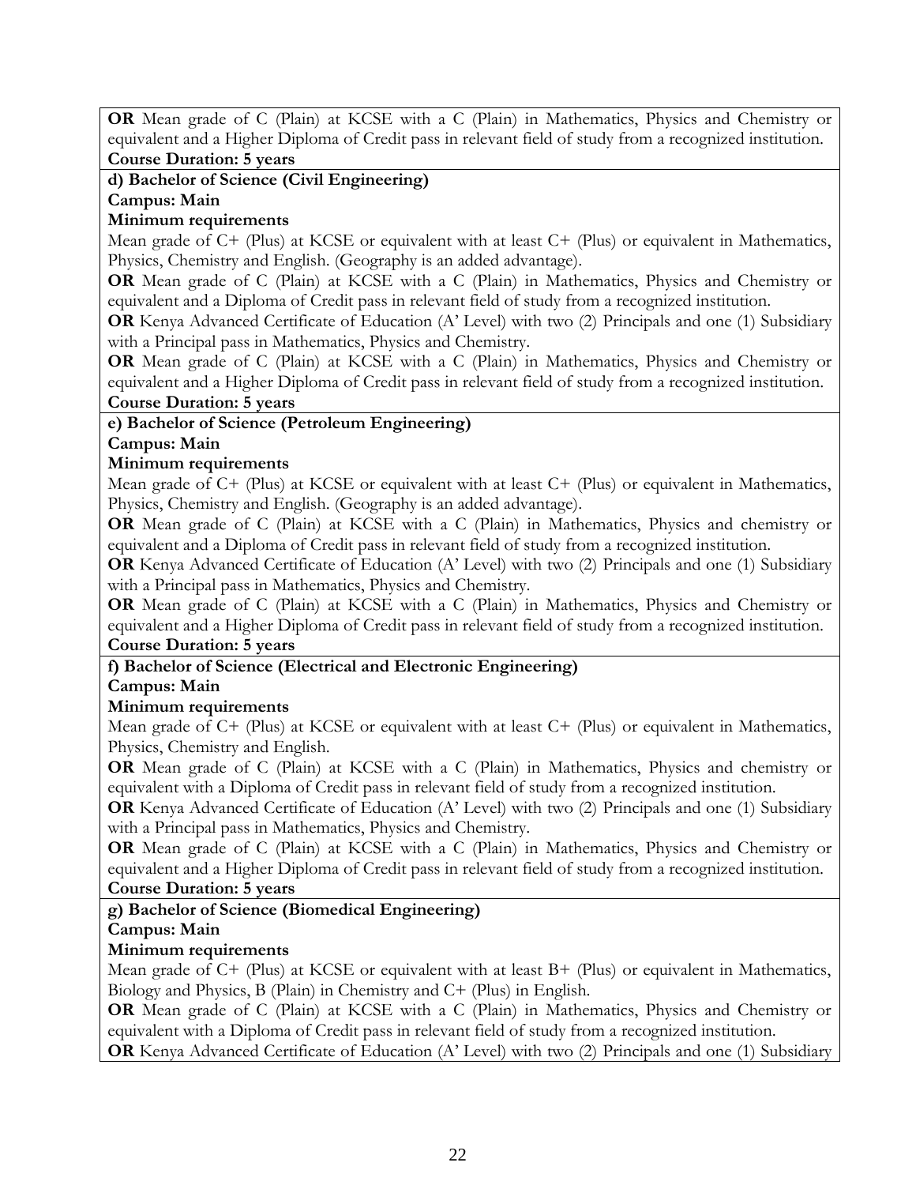**OR** Mean grade of C (Plain) at KCSE with a C (Plain) in Mathematics, Physics and Chemistry or equivalent and a Higher Diploma of Credit pass in relevant field of study from a recognized institution.

**Course Duration: 5 years**

**d) Bachelor of Science (Civil Engineering)**

**Campus: Main**

**Minimum requirements**

Mean grade of C+ (Plus) at KCSE or equivalent with at least C+ (Plus) or equivalent in Mathematics, Physics, Chemistry and English. (Geography is an added advantage).

**OR** Mean grade of C (Plain) at KCSE with a C (Plain) in Mathematics, Physics and Chemistry or equivalent and a Diploma of Credit pass in relevant field of study from a recognized institution.

**OR** Kenya Advanced Certificate of Education (A' Level) with two (2) Principals and one (1) Subsidiary with a Principal pass in Mathematics, Physics and Chemistry.

**OR** Mean grade of C (Plain) at KCSE with a C (Plain) in Mathematics, Physics and Chemistry or equivalent and a Higher Diploma of Credit pass in relevant field of study from a recognized institution.

**Course Duration: 5 years**

**e) Bachelor of Science (Petroleum Engineering)**

**Campus: Main**

**Minimum requirements**

Mean grade of C+ (Plus) at KCSE or equivalent with at least C+ (Plus) or equivalent in Mathematics, Physics, Chemistry and English. (Geography is an added advantage).

**OR** Mean grade of C (Plain) at KCSE with a C (Plain) in Mathematics, Physics and chemistry or equivalent and a Diploma of Credit pass in relevant field of study from a recognized institution.

**OR** Kenya Advanced Certificate of Education (A' Level) with two (2) Principals and one (1) Subsidiary with a Principal pass in Mathematics, Physics and Chemistry.

**OR** Mean grade of C (Plain) at KCSE with a C (Plain) in Mathematics, Physics and Chemistry or equivalent and a Higher Diploma of Credit pass in relevant field of study from a recognized institution.

**Course Duration: 5 years**

**f) Bachelor of Science (Electrical and Electronic Engineering)**

**Campus: Main**

**Minimum requirements**

Mean grade of C+ (Plus) at KCSE or equivalent with at least C+ (Plus) or equivalent in Mathematics, Physics, Chemistry and English.

**OR** Mean grade of C (Plain) at KCSE with a C (Plain) in Mathematics, Physics and chemistry or equivalent with a Diploma of Credit pass in relevant field of study from a recognized institution.

**OR** Kenya Advanced Certificate of Education (A' Level) with two (2) Principals and one (1) Subsidiary with a Principal pass in Mathematics, Physics and Chemistry.

**OR** Mean grade of C (Plain) at KCSE with a C (Plain) in Mathematics, Physics and Chemistry or equivalent and a Higher Diploma of Credit pass in relevant field of study from a recognized institution.

**Course Duration: 5 years**

**g) Bachelor of Science (Biomedical Engineering)**

**Campus: Main**

**Minimum requirements**

Mean grade of C+ (Plus) at KCSE or equivalent with at least B+ (Plus) or equivalent in Mathematics, Biology and Physics, B (Plain) in Chemistry and C+ (Plus) in English.

**OR** Mean grade of C (Plain) at KCSE with a C (Plain) in Mathematics, Physics and Chemistry or equivalent with a Diploma of Credit pass in relevant field of study from a recognized institution.

**OR** Kenya Advanced Certificate of Education (A' Level) with two (2) Principals and one (1) Subsidiary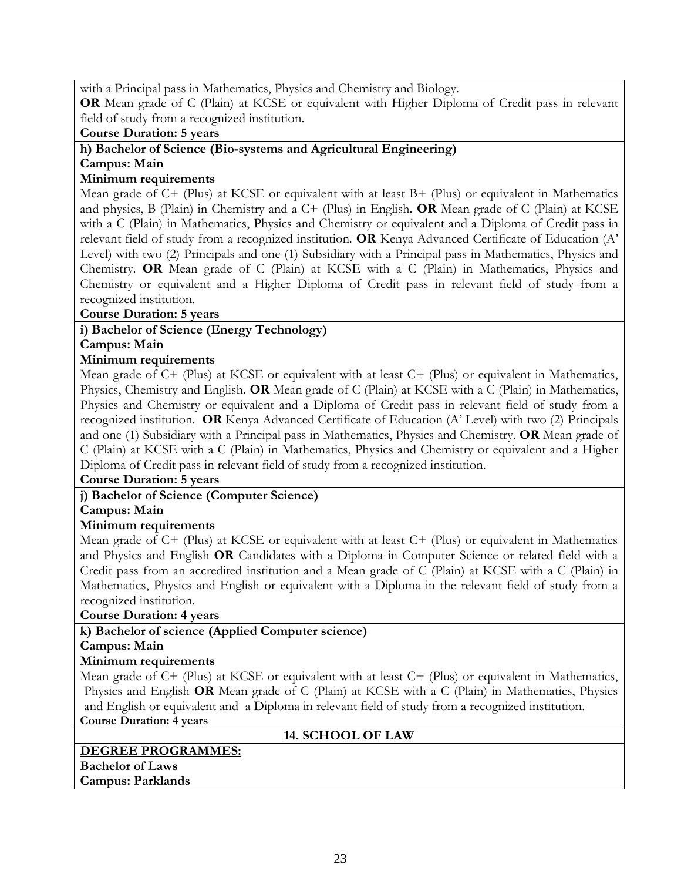with a Principal pass in Mathematics, Physics and Chemistry and Biology.

**OR** Mean grade of C (Plain) at KCSE or equivalent with Higher Diploma of Credit pass in relevant field of study from a recognized institution.

**Course Duration: 5 years**

**h) Bachelor of Science (Bio-systems and Agricultural Engineering)**

**Campus: Main**

**Minimum requirements**

Mean grade of C+ (Plus) at KCSE or equivalent with at least B+ (Plus) or equivalent in Mathematics and physics, B (Plain) in Chemistry and a C+ (Plus) in English. **OR** Mean grade of C (Plain) at KCSE with a C (Plain) in Mathematics, Physics and Chemistry or equivalent and a Diploma of Credit pass in relevant field of study from a recognized institution. **OR** Kenya Advanced Certificate of Education (A' Level) with two (2) Principals and one (1) Subsidiary with a Principal pass in Mathematics, Physics and Chemistry. **OR** Mean grade of C (Plain) at KCSE with a C (Plain) in Mathematics, Physics and Chemistry or equivalent and a Higher Diploma of Credit pass in relevant field of study from a recognized institution.

**Course Duration: 5 years**

**i) Bachelor of Science (Energy Technology)**

**Campus: Main**

**Minimum requirements**

Mean grade of C+ (Plus) at KCSE or equivalent with at least C+ (Plus) or equivalent in Mathematics, Physics, Chemistry and English. **OR** Mean grade of C (Plain) at KCSE with a C (Plain) in Mathematics, Physics and Chemistry or equivalent and a Diploma of Credit pass in relevant field of study from a recognized institution. **OR** Kenya Advanced Certificate of Education (A' Level) with two (2) Principals and one (1) Subsidiary with a Principal pass in Mathematics, Physics and Chemistry. **OR** Mean grade of C (Plain) at KCSE with a C (Plain) in Mathematics, Physics and Chemistry or equivalent and a Higher Diploma of Credit pass in relevant field of study from a recognized institution.

**Course Duration: 5 years**

**j) Bachelor of Science (Computer Science)**

**Campus: Main**

**Minimum requirements**

Mean grade of C+ (Plus) at KCSE or equivalent with at least C+ (Plus) or equivalent in Mathematics and Physics and English **OR** Candidates with a Diploma in Computer Science or related field with a Credit pass from an accredited institution and a Mean grade of C (Plain) at KCSE with a C (Plain) in Mathematics, Physics and English or equivalent with a Diploma in the relevant field of study from a recognized institution.

**Course Duration: 4 years**

**k) Bachelor of science (Applied Computer science)**

**Campus: Main**

**Minimum requirements**

Mean grade of C+ (Plus) at KCSE or equivalent with at least C+ (Plus) or equivalent in Mathematics, Physics and English **OR** Mean grade of C (Plain) at KCSE with a C (Plain) in Mathematics, Physics and English or equivalent and a Diploma in relevant field of study from a recognized institution.

**Course Duration: 4 years**

## 14. SCHOOL OF LAW

**DEGREE PROGRAMMES:**

**Bachelor of Laws**

**Campus: Parklands**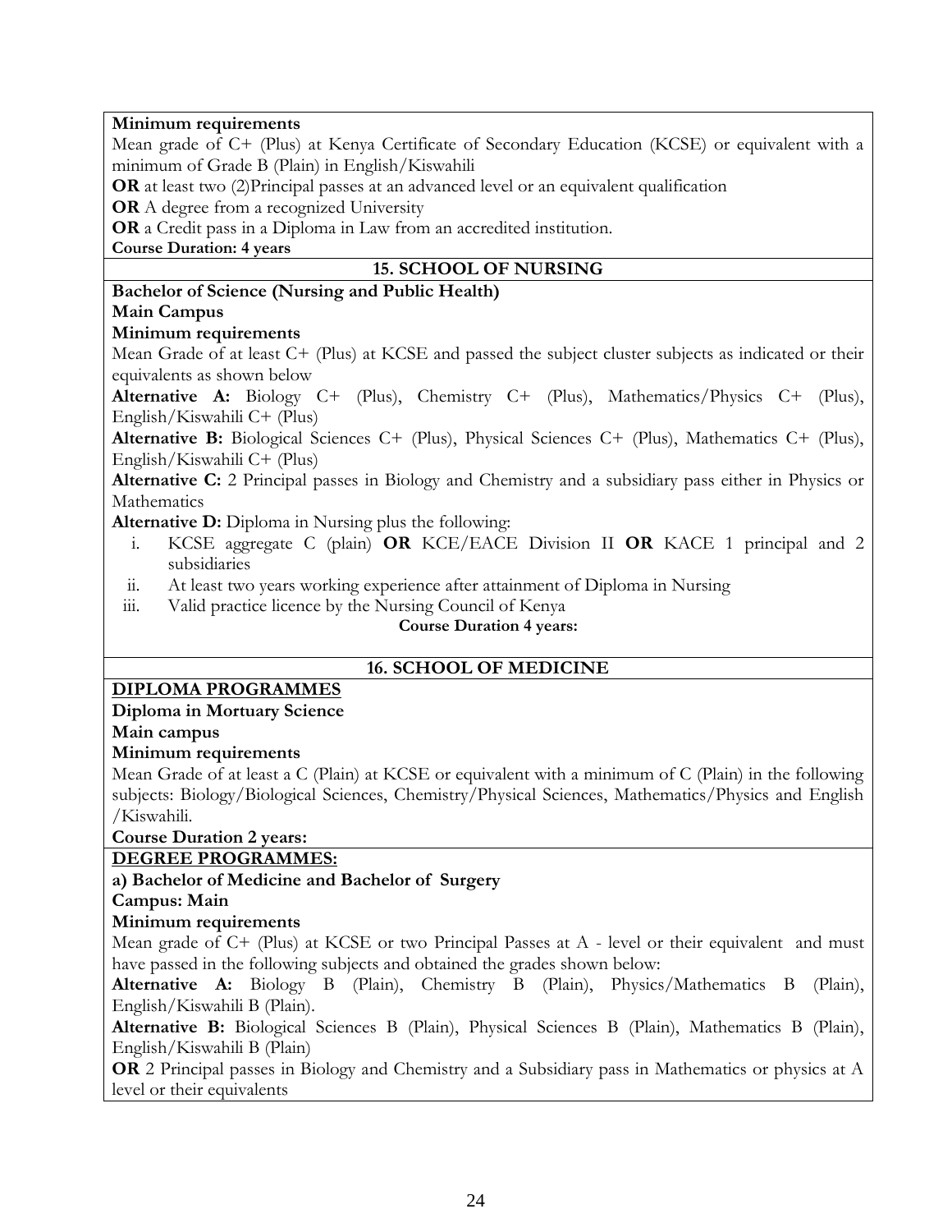**Minimum requirements**

Mean grade of C+ (Plus) at Kenya Certificate of Secondary Education (KCSE) or equivalent with a minimum of Grade B (Plain) in English/Kiswahili

**OR** at least two (2)Principal passes at an advanced level or an equivalent qualification

**OR** A degree from a recognized University

**OR** a Credit pass in a Diploma in Law from an accredited institution.

**Course Duration: 4 years**

## 15. SCHOOL OF NURSING

**Bachelor of Science (Nursing and Public Health)**

**Main Campus**

**Minimum requirements**

Mean Grade of at least C+ (Plus) at KCSE and passed the subject cluster subjects as indicated or their equivalents as shown below

**Alternative A:** Biology C+ (Plus), Chemistry C+ (Plus), Mathematics/Physics C+ (Plus), English/Kiswahili C+ (Plus)

**Alternative B:** Biological Sciences C+ (Plus), Physical Sciences C+ (Plus), Mathematics C+ (Plus), English/Kiswahili C+ (Plus)

**Alternative C:** 2 Principal passes in Biology and Chemistry and a subsidiary pass either in Physics or Mathematics

**Alternative D:** Diploma in Nursing plus the following:

i. KCSE aggregate C (plain) **OR** KCE/EACE Division II **OR** KACE 1 principal and 2 subsidiaries
ii. At least two years working experience after attainment of Diploma in Nursing
iii. Valid practice licence by the Nursing Council of Kenya

**Course Duration 4 years:**

## 16. SCHOOL OF MEDICINE

**DIPLOMA PROGRAMMES**

**Diploma in Mortuary Science**

**Main campus**

**Minimum requirements**

Mean Grade of at least a C (Plain) at KCSE or equivalent with a minimum of C (Plain) in the following subjects: Biology/Biological Sciences, Chemistry/Physical Sciences, Mathematics/Physics and English /Kiswahili.

**Course Duration 2 years:**

**DEGREE PROGRAMMES:**

**a) Bachelor of Medicine and Bachelor of Surgery**

**Campus: Main**

**Minimum requirements**

Mean grade of C+ (Plus) at KCSE or two Principal Passes at A - level or their equivalent and must have passed in the following subjects and obtained the grades shown below:

**Alternative A:** Biology B (Plain), Chemistry B (Plain), Physics/Mathematics B (Plain), English/Kiswahili B (Plain).

**Alternative B:** Biological Sciences B (Plain), Physical Sciences B (Plain), Mathematics B (Plain), English/Kiswahili B (Plain)

**OR** 2 Principal passes in Biology and Chemistry and a Subsidiary pass in Mathematics or physics at A level or their equivalents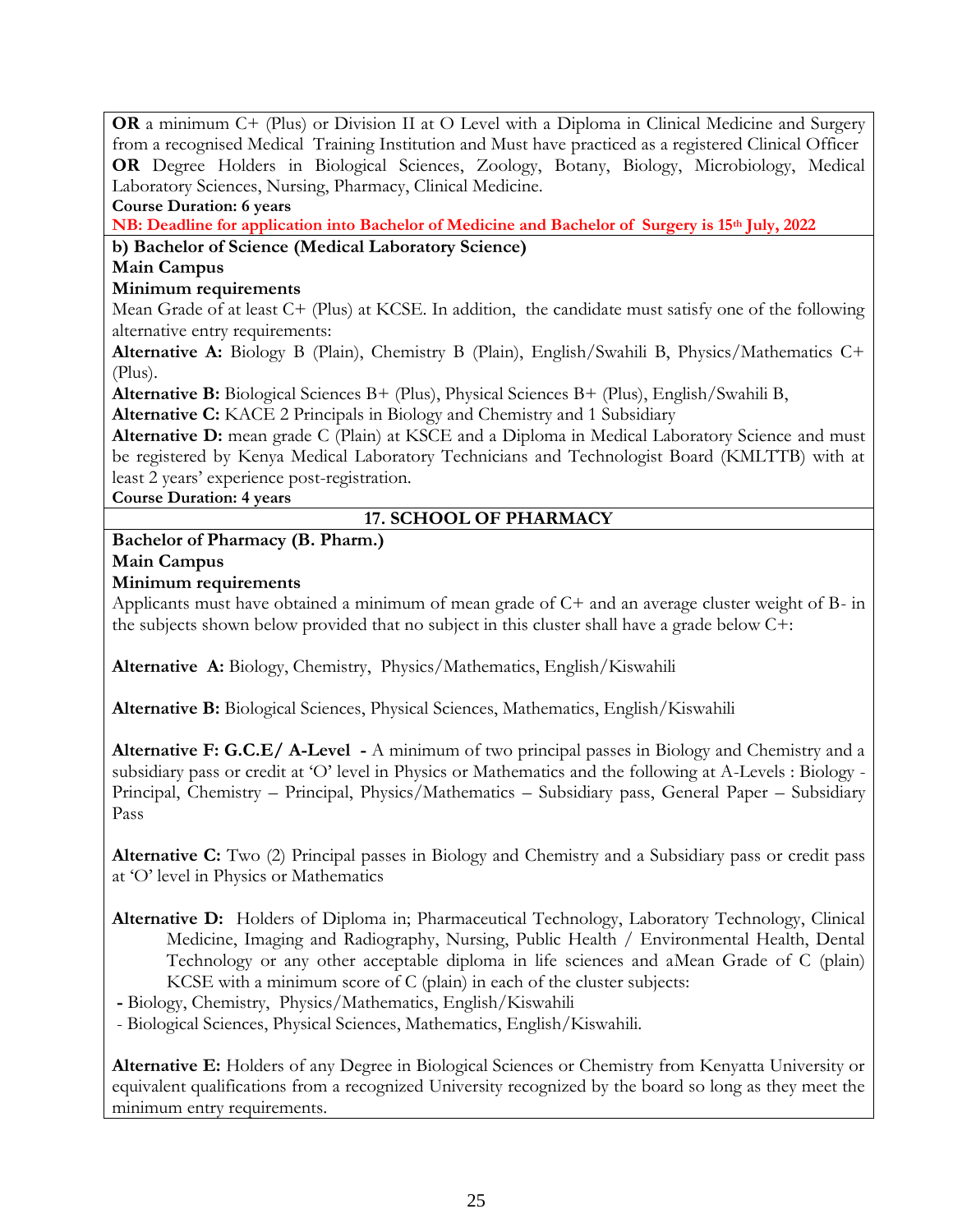**OR** a minimum C+ (Plus) or Division II at O Level with a Diploma in Clinical Medicine and Surgery from a recognised Medical Training Institution and Must have practiced as a registered Clinical Officer
**OR** Degree Holders in Biological Sciences, Zoology, Botany, Biology, Microbiology, Medical Laboratory Sciences, Nursing, Pharmacy, Clinical Medicine.

**Course Duration: 6 years**

**NB: Deadline for application into Bachelor of Medicine and Bachelor of Surgery is 15th July, 2022**

**b) Bachelor of Science (Medical Laboratory Science)**

**Main Campus**

**Minimum requirements**

Mean Grade of at least C+ (Plus) at KCSE. In addition, the candidate must satisfy one of the following alternative entry requirements:

**Alternative A:** Biology B (Plain), Chemistry B (Plain), English/Swahili B, Physics/Mathematics C+ (Plus).

**Alternative B:** Biological Sciences B+ (Plus), Physical Sciences B+ (Plus), English/Swahili B,

**Alternative C:** KACE 2 Principals in Biology and Chemistry and 1 Subsidiary

**Alternative D:** mean grade C (Plain) at KSCE and a Diploma in Medical Laboratory Science and must be registered by Kenya Medical Laboratory Technicians and Technologist Board (KMLTTB) with at least 2 years' experience post-registration.

**Course Duration: 4 years**

## 17. SCHOOL OF PHARMACY

**Bachelor of Pharmacy (B. Pharm.)**

**Main Campus**

**Minimum requirements**

Applicants must have obtained a minimum of mean grade of C+ and an average cluster weight of B- in the subjects shown below provided that no subject in this cluster shall have a grade below C+:

**Alternative A:** Biology, Chemistry, Physics/Mathematics, English/Kiswahili

**Alternative B:** Biological Sciences, Physical Sciences, Mathematics, English/Kiswahili

**Alternative F: G.C.E/ A-Level -** A minimum of two principal passes in Biology and Chemistry and a subsidiary pass or credit at 'O' level in Physics or Mathematics and the following at A-Levels : Biology - Principal, Chemistry – Principal, Physics/Mathematics – Subsidiary pass, General Paper – Subsidiary Pass

**Alternative C:** Two (2) Principal passes in Biology and Chemistry and a Subsidiary pass or credit pass at 'O' level in Physics or Mathematics

**Alternative D:** Holders of Diploma in; Pharmaceutical Technology, Laboratory Technology, Clinical Medicine, Imaging and Radiography, Nursing, Public Health / Environmental Health, Dental Technology or any other acceptable diploma in life sciences and aMean Grade of C (plain) KCSE with a minimum score of C (plain) in each of the cluster subjects:

- Biology, Chemistry, Physics/Mathematics, English/Kiswahili
- Biological Sciences, Physical Sciences, Mathematics, English/Kiswahili.

**Alternative E:** Holders of any Degree in Biological Sciences or Chemistry from Kenyatta University or equivalent qualifications from a recognized University recognized by the board so long as they meet the minimum entry requirements.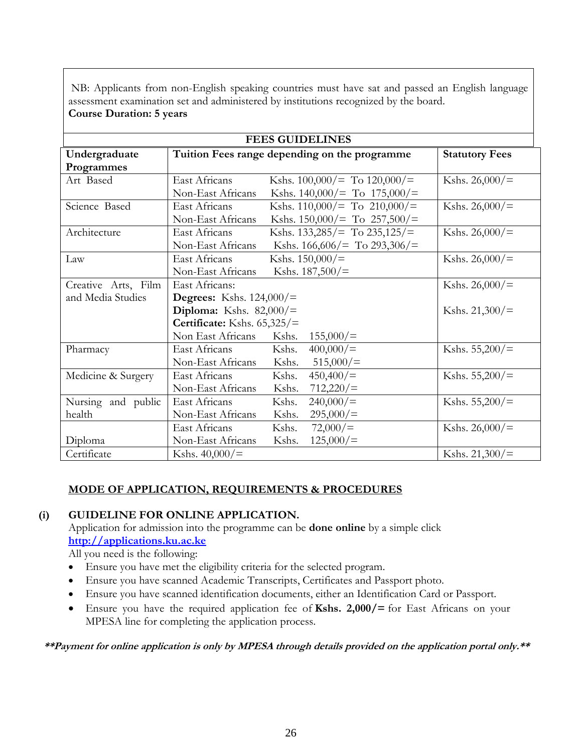NB: Applicants from non-English speaking countries must have sat and passed an English language assessment examination set and administered by institutions recognized by the board.
**Course Duration: 5 years**

| **FEES GUIDELINES** | | |
|---|---|---|
| **Undergraduate Programmes** | **Tuition Fees range depending on the programme** | **Statutory Fees** |
| Art Based | East Africans Kshs. 100,000/= To 120,000/=<br>Non-East Africans Kshs. 140,000/= To 175,000/= | Kshs. 26,000/= |
| Science Based | East Africans Kshs. 110,000/= To 210,000/=<br>Non-East Africans Kshs. 150,000/= To 257,500/= | Kshs. 26,000/= |
| Architecture | East Africans Kshs. 133,285/= To 235,125/=<br>Non-East Africans Kshs. 166,606/= To 293,306/= | Kshs. 26,000/= |
| Law | East Africans Kshs. 150,000/=<br>Non-East Africans Kshs. 187,500/= | Kshs. 26,000/= |
| Creative Arts, Film and Media Studies | East Africans:<br>**Degrees:** Kshs. 124,000/=<br>**Diploma:** Kshs. 82,000/=<br>**Certificate:** Kshs. 65,325/=<br>Non East Africans Kshs. 155,000/= | Kshs. 26,000/=<br><br>Kshs. 21,300/= |
| Pharmacy | East Africans Kshs. 400,000/=<br>Non-East Africans Kshs. 515,000/= | Kshs. 55,200/= |
| Medicine & Surgery | East Africans Kshs. 450,400/=<br>Non-East Africans Kshs. 712,220/= | Kshs. 55,200/= |
| Nursing and public health | East Africans Kshs. 240,000/=<br>Non-East Africans Kshs. 295,000/= | Kshs. 55,200/= |
| Diploma | East Africans Kshs. 72,000/=<br>Non-East Africans Kshs. 125,000/= | Kshs. 26,000/= |
| Certificate | Kshs. 40,000/= | Kshs. 21,300/= |

## MODE OF APPLICATION, REQUIREMENTS & PROCEDURES

### (i) GUIDELINE FOR ONLINE APPLICATION.

Application for admission into the programme can be **done online** by a simple click **http://applications.ku.ac.ke**

All you need is the following:

- Ensure you have met the eligibility criteria for the selected program.
- Ensure you have scanned Academic Transcripts, Certificates and Passport photo.
- Ensure you have scanned identification documents, either an Identification Card or Passport.
- Ensure you have the required application fee of **Kshs. 2,000/=** for East Africans on your MPESA line for completing the application process.

***\*\*Payment for online application is only by MPESA through details provided on the application portal only.\*\****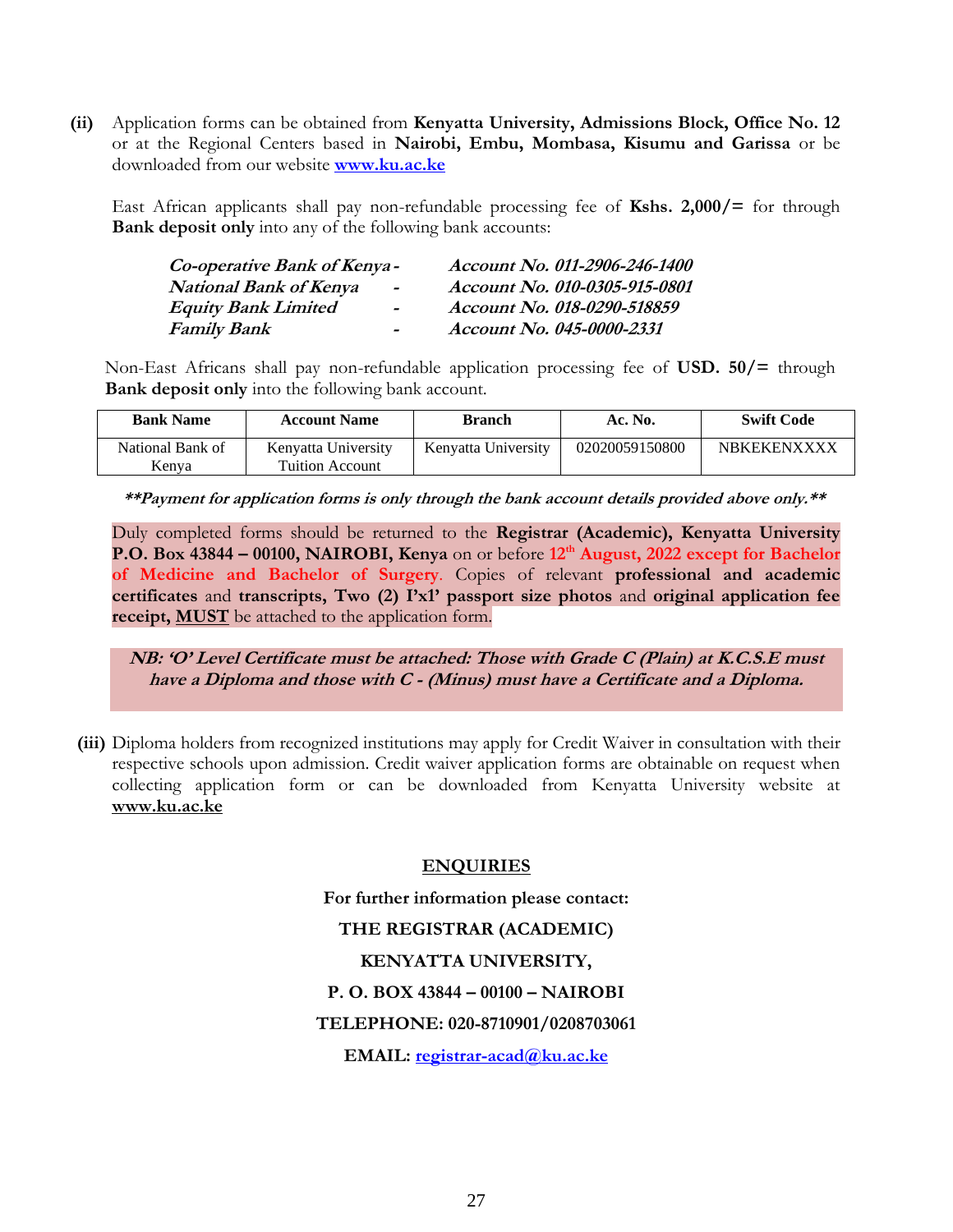**(ii)** Application forms can be obtained from **Kenyatta University, Admissions Block, Office No. 12** or at the Regional Centers based in **Nairobi, Embu, Mombasa, Kisumu and Garissa** or be downloaded from our website **www.ku.ac.ke**

East African applicants shall pay non-refundable processing fee of **Kshs. 2,000/=** for through **Bank deposit only** into any of the following bank accounts:

| | | |
|---|---|---|
| ***Co-operative Bank of Kenya*** | **-** | ***Account No. 011-2906-246-1400*** |
| ***National Bank of Kenya*** | **-** | ***Account No. 010-0305-915-0801*** |
| ***Equity Bank Limited*** | **-** | ***Account No. 018-0290-518859*** |
| ***Family Bank*** | **-** | ***Account No. 045-0000-2331*** |

Non-East Africans shall pay non-refundable application processing fee of **USD. 50/=** through **Bank deposit only** into the following bank account.

| Bank Name | Account Name | Branch | Ac. No. | Swift Code |
|---|---|---|---|---|
| National Bank of Kenya | Kenyatta University Tuition Account | Kenyatta University | 02020059150800 | NBKEKENXXXX |

***\*\*Payment for application forms is only through the bank account details provided above only.\*\****

Duly completed forms should be returned to the **Registrar (Academic), Kenyatta University P.O. Box 43844 – 00100, NAIROBI, Kenya** on or before **12th August, 2022 except for Bachelor of Medicine and Bachelor of Surgery**. Copies of relevant **professional and academic certificates** and **transcripts, Two (2) I'x1' passport size photos** and **original application fee receipt, MUST** be attached to the application form.

***NB: 'O' Level Certificate must be attached: Those with Grade C (Plain) at K.C.S.E must have a Diploma and those with C - (Minus) must have a Certificate and a Diploma.***

**(iii)** Diploma holders from recognized institutions may apply for Credit Waiver in consultation with their respective schools upon admission. Credit waiver application forms are obtainable on request when collecting application form or can be downloaded from Kenyatta University website at **www.ku.ac.ke**

## ENQUIRIES

**For further information please contact:**

**THE REGISTRAR (ACADEMIC)**

**KENYATTA UNIVERSITY,**

**P. O. BOX 43844 – 00100 – NAIROBI**

**TELEPHONE: 020-8710901/0208703061**

**EMAIL: registrar-acad@ku.ac.ke**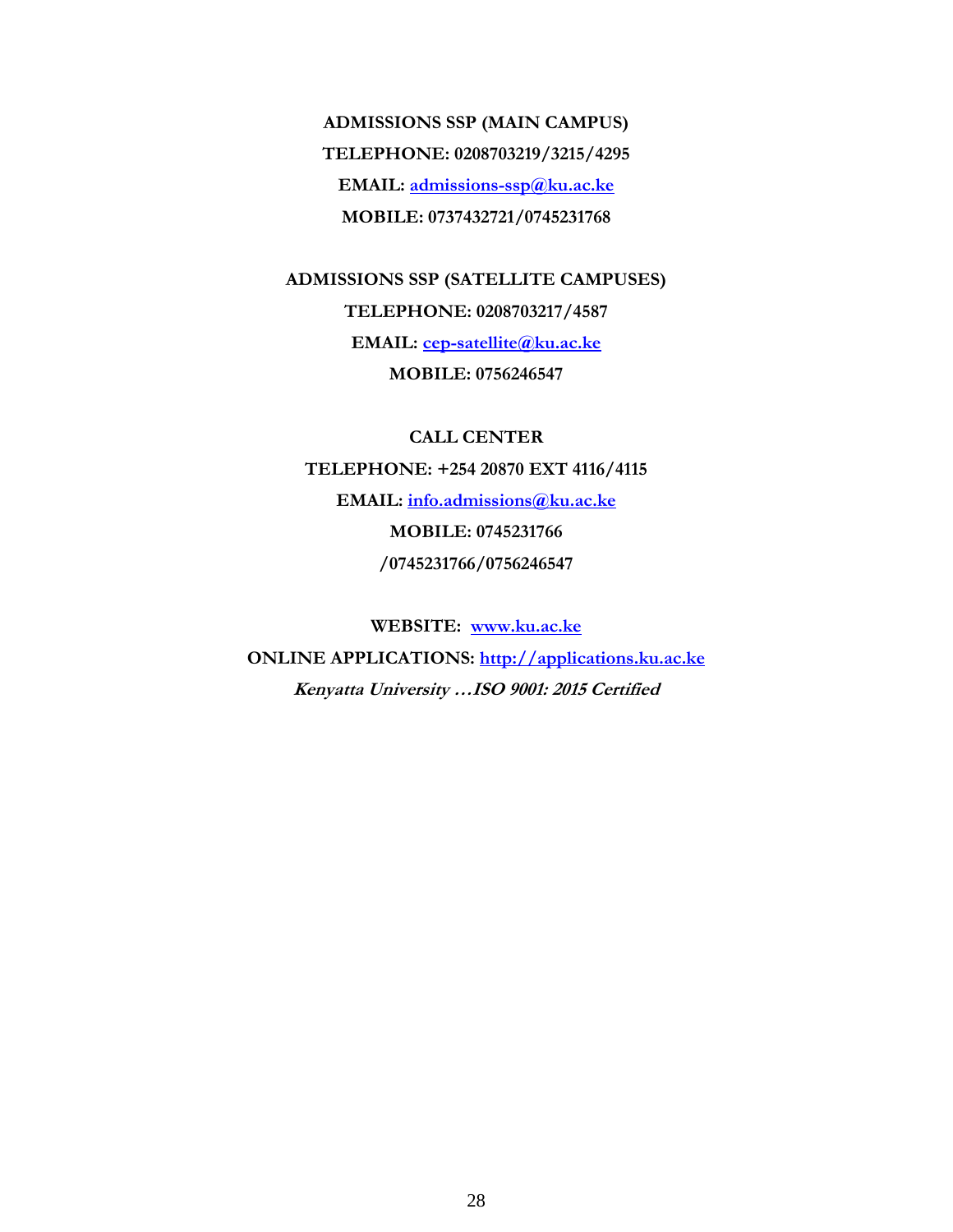**ADMISSIONS SSP (MAIN CAMPUS)**

**TELEPHONE: 0208703219/3215/4295**

**EMAIL: admissions-ssp@ku.ac.ke**

**MOBILE: 0737432721/0745231768**

**ADMISSIONS SSP (SATELLITE CAMPUSES)**

**TELEPHONE: 0208703217/4587**

**EMAIL: cep-satellite@ku.ac.ke**

**MOBILE: 0756246547**

**CALL CENTER**

**TELEPHONE: +254 20870 EXT 4116/4115**

**EMAIL: info.admissions@ku.ac.ke**

**MOBILE: 0745231766**

**/0745231766/0756246547**

**WEBSITE: www.ku.ac.ke**

**ONLINE APPLICATIONS: http://applications.ku.ac.ke**

***Kenyatta University …ISO 9001: 2015 Certified***